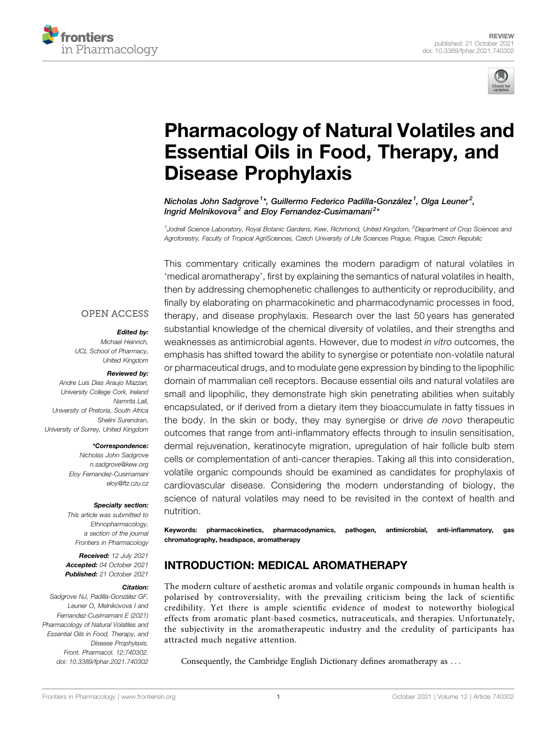REVIEW
published: 21 October 2021
doi: 10.3389/fphar.2021.740302

# Pharmacology of Natural Volatiles and Essential Oils in Food, Therapy, and Disease Prophylaxis

*Nicholas John Sadgrove[1]\*, Guillermo Federico Padilla-González[1], Olga Leuner[2], Ingrid Melnikovova[2] and Eloy Fernandez-Cusimamani[2]\**

[1]Jodrell Science Laboratory, Royal Botanic Gardens, Kew, Richmond, United Kingdom, [2]Department of Crop Sciences and Agroforestry, Faculty of Tropical AgriSciences, Czech University of Life Sciences Prague, Prague, Czech Republic

OPEN ACCESS

***Edited by:***
*Michael Heinrich,*
*UCL School of Pharmacy,*
*United Kingdom*

***Reviewed by:***
*Andre Luis Dias Araujo Mazzari,*
*University College Cork, Ireland*
*Namrita Lall,*
*University of Pretoria, South Africa*
*Shelini Surendran,*
*University of Surrey, United Kingdom*

***\*Correspondence:***
*Nicholas John Sadgrove*
*n.sadgrove@kew.org*
*Eloy Fernandez-Cusimamani*
*eloy@ftz.czu.cz*

***Specialty section:***
*This article was submitted to Ethnopharmacology, a section of the journal Frontiers in Pharmacology*

***Received:*** *12 July 2021*
***Accepted:*** *04 October 2021*
***Published:*** *21 October 2021*

***Citation:***
*Sadgrove NJ, Padilla-González GF, Leuner O, Melnikovova I and Fernandez-Cusimamani E (2021) Pharmacology of Natural Volatiles and Essential Oils in Food, Therapy, and Disease Prophylaxis. Front. Pharmacol. 12:740302. doi: 10.3389/fphar.2021.740302*

This commentary critically examines the modern paradigm of natural volatiles in 'medical aromatherapy', first by explaining the semantics of natural volatiles in health, then by addressing chemophenetic challenges to authenticity or reproducibility, and finally by elaborating on pharmacokinetic and pharmacodynamic processes in food, therapy, and disease prophylaxis. Research over the last 50 years has generated substantial knowledge of the chemical diversity of volatiles, and their strengths and weaknesses as antimicrobial agents. However, due to modest *in vitro* outcomes, the emphasis has shifted toward the ability to synergise or potentiate non-volatile natural or pharmaceutical drugs, and to modulate gene expression by binding to the lipophilic domain of mammalian cell receptors. Because essential oils and natural volatiles are small and lipophilic, they demonstrate high skin penetrating abilities when suitably encapsulated, or if derived from a dietary item they bioaccumulate in fatty tissues in the body. In the skin or body, they may synergise or drive *de novo* therapeutic outcomes that range from anti-inflammatory effects through to insulin sensitisation, dermal rejuvenation, keratinocyte migration, upregulation of hair follicle bulb stem cells or complementation of anti-cancer therapies. Taking all this into consideration, volatile organic compounds should be examined as candidates for prophylaxis of cardiovascular disease. Considering the modern understanding of biology, the science of natural volatiles may need to be revisited in the context of health and nutrition.

**Keywords:** **pharmacokinetics, pharmacodynamics, pathogen, antimicrobial, anti-inflammatory, gas chromatography, headspace, aromatherapy**

## INTRODUCTION: MEDICAL AROMATHERAPY

The modern culture of aesthetic aromas and volatile organic compounds in human health is polarised by controversiality, with the prevailing criticism being the lack of scientific credibility. Yet there is ample scientific evidence of modest to noteworthy biological effects from aromatic plant-based cosmetics, nutraceuticals, and therapies. Unfortunately, the subjectivity in the aromatherapeutic industry and the credulity of participants has attracted much negative attention.

Consequently, the Cambridge English Dictionary defines aromatherapy as . . .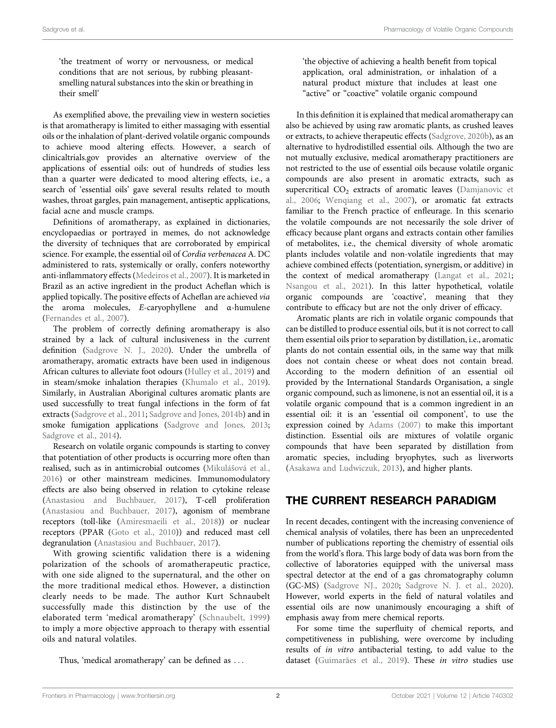'the treatment of worry or nervousness, or medical conditions that are not serious, by rubbing pleasant-smelling natural substances into the skin or breathing in their smell'

As exemplified above, the prevailing view in western societies is that aromatherapy is limited to either massaging with essential oils or the inhalation of plant-derived volatile organic compounds to achieve mood altering effects. However, a search of clinicaltrials.gov provides an alternative overview of the applications of essential oils: out of hundreds of studies less than a quarter were dedicated to mood altering effects, i.e., a search of 'essential oils' gave several results related to mouth washes, throat gargles, pain management, antiseptic applications, facial acne and muscle cramps.

Definitions of aromatherapy, as explained in dictionaries, encyclopaedias or portrayed in memes, do not acknowledge the diversity of techniques that are corroborated by empirical science. For example, the essential oil of *Cordia verbenacea* A. DC administered to rats, systemically or orally, confers noteworthy anti-inflammatory effects (Medeiros et al., 2007). It is marketed in Brazil as an active ingredient in the product Acheflan which is applied topically. The positive effects of Acheflan are achieved *via* the aroma molecules, *E*-caryophyllene and α-humulene (Fernandes et al., 2007).

The problem of correctly defining aromatherapy is also strained by a lack of cultural inclusiveness in the current definition (Sadgrove N. J., 2020). Under the umbrella of aromatherapy, aromatic extracts have been used in indigenous African cultures to alleviate foot odours (Hulley et al., 2019) and in steam/smoke inhalation therapies (Khumalo et al., 2019). Similarly, in Australian Aboriginal cultures aromatic plants are used successfully to treat fungal infections in the form of fat extracts (Sadgrove et al., 2011; Sadgrove and Jones, 2014b) and in smoke fumigation applications (Sadgrove and Jones, 2013; Sadgrove et al., 2014).

Research on volatile organic compounds is starting to convey that potentiation of other products is occurring more often than realised, such as in antimicrobial outcomes (Mikulášová et al., 2016) or other mainstream medicines. Immunomodulatory effects are also being observed in relation to cytokine release (Anastasiou and Buchbauer, 2017), T-cell proliferation (Anastasiou and Buchbauer, 2017), agonism of membrane receptors (toll-like (Amiresmaeili et al., 2018)) or nuclear receptors (PPAR (Goto et al., 2010)) and reduced mast cell degranulation (Anastasiou and Buchbauer, 2017).

With growing scientific validation there is a widening polarization of the schools of aromatherapeutic practice, with one side aligned to the supernatural, and the other on the more traditional medical ethos. However, a distinction clearly needs to be made. The author Kurt Schnaubelt successfully made this distinction by the use of the elaborated term 'medical aromatherapy' (Schnaubelt, 1999) to imply a more objective approach to therapy with essential oils and natural volatiles.

Thus, 'medical aromatherapy' can be defined as ...

'the objective of achieving a health benefit from topical application, oral administration, or inhalation of a natural product mixture that includes at least one "active" or "coactive" volatile organic compound

In this definition it is explained that medical aromatherapy can also be achieved by using raw aromatic plants, as crushed leaves or extracts, to achieve therapeutic effects (Sadgrove, 2020b), as an alternative to hydrodistilled essential oils. Although the two are not mutually exclusive, medical aromatherapy practitioners are not restricted to the use of essential oils because volatile organic compounds are also present in aromatic extracts, such as supercritical $CO_2$ extracts of aromatic leaves (Damjanovic et al., 2006; Wenqiang et al., 2007), or aromatic fat extracts familiar to the French practice of enfleurage. In this scenario the volatile compounds are not necessarily the sole driver of efficacy because plant organs and extracts contain other families of metabolites, i.e., the chemical diversity of whole aromatic plants includes volatile and non-volatile ingredients that may achieve combined effects (potentiation, synergism, or additive) in the context of medical aromatherapy (Langat et al., 2021; Nsangou et al., 2021). In this latter hypothetical, volatile organic compounds are 'coactive', meaning that they contribute to efficacy but are not the only driver of efficacy.

Aromatic plants are rich in volatile organic compounds that can be distilled to produce essential oils, but it is not correct to call them essential oils prior to separation by distillation, i.e., aromatic plants do not contain essential oils, in the same way that milk does not contain cheese or wheat does not contain bread. According to the modern definition of an essential oil provided by the International Standards Organisation, a single organic compound, such as limonene, is not an essential oil, it is a volatile organic compound that is a common ingredient in an essential oil: it is an 'essential oil component', to use the expression coined by Adams (2007) to make this important distinction. Essential oils are mixtures of volatile organic compounds that have been separated by distillation from aromatic species, including bryophytes, such as liverworts (Asakawa and Ludwiczuk, 2013), and higher plants.

## THE CURRENT RESEARCH PARADIGM

In recent decades, contingent with the increasing convenience of chemical analysis of volatiles, there has been an unprecedented number of publications reporting the chemistry of essential oils from the world's flora. This large body of data was born from the collective of laboratories equipped with the universal mass spectral detector at the end of a gas chromatography column (GC-MS) (Sadgrove NJ., 2020; Sadgrove N. J. et al., 2020). However, world experts in the field of natural volatiles and essential oils are now unanimously encouraging a shift of emphasis away from mere chemical reports.

For some time the superfluity of chemical reports, and competitiveness in publishing, were overcome by including results of *in vitro* antibacterial testing, to add value to the dataset (Guimarães et al., 2019). These *in vitro* studies use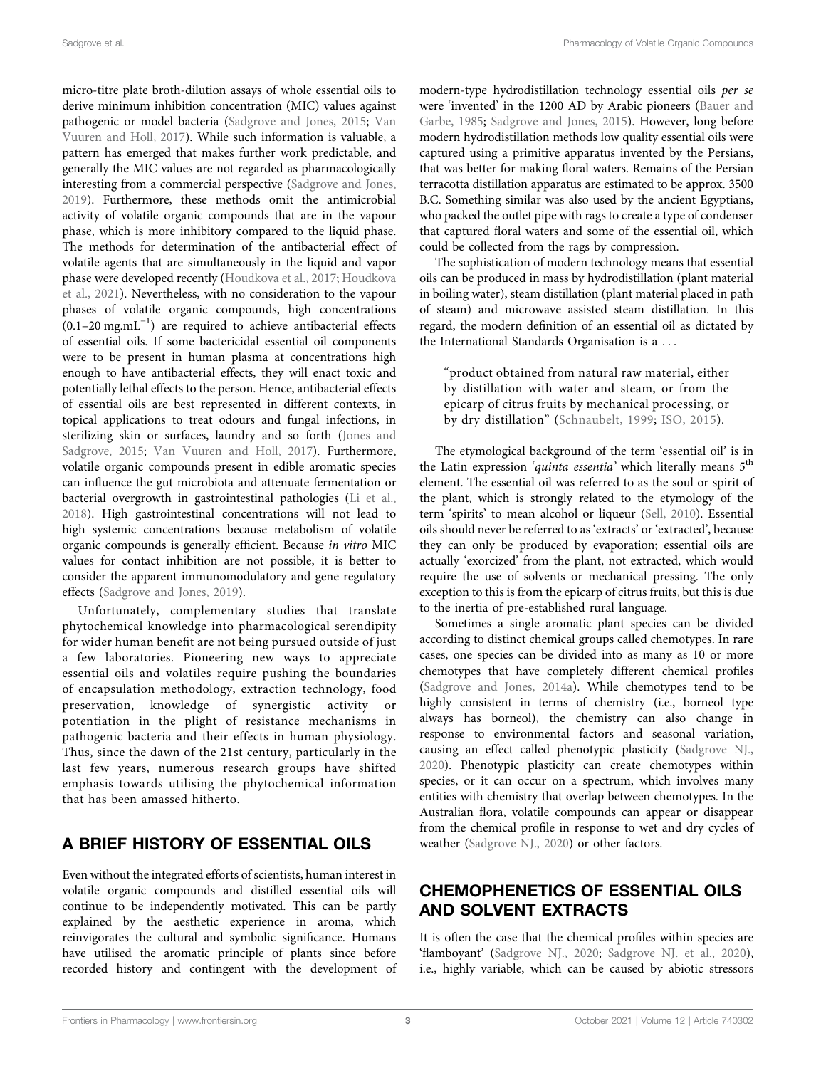micro-titre plate broth-dilution assays of whole essential oils to derive minimum inhibition concentration (MIC) values against pathogenic or model bacteria (Sadgrove and Jones, 2015; Van Vuuren and Holl, 2017). While such information is valuable, a pattern has emerged that makes further work predictable, and generally the MIC values are not regarded as pharmacologically interesting from a commercial perspective (Sadgrove and Jones, 2019). Furthermore, these methods omit the antimicrobial activity of volatile organic compounds that are in the vapour phase, which is more inhibitory compared to the liquid phase. The methods for determination of the antibacterial effect of volatile agents that are simultaneously in the liquid and vapor phase were developed recently (Houdkova et al., 2017; Houdkova et al., 2021). Nevertheless, with no consideration to the vapour phases of volatile organic compounds, high concentrations ($0.1$–$20\ \mathrm{mg.mL^{-1}}$) are required to achieve antibacterial effects of essential oils. If some bactericidal essential oil components were to be present in human plasma at concentrations high enough to have antibacterial effects, they will enact toxic and potentially lethal effects to the person. Hence, antibacterial effects of essential oils are best represented in different contexts, in topical applications to treat odours and fungal infections, in sterilizing skin or surfaces, laundry and so forth (Jones and Sadgrove, 2015; Van Vuuren and Holl, 2017). Furthermore, volatile organic compounds present in edible aromatic species can influence the gut microbiota and attenuate fermentation or bacterial overgrowth in gastrointestinal pathologies (Li et al., 2018). High gastrointestinal concentrations will not lead to high systemic concentrations because metabolism of volatile organic compounds is generally efficient. Because *in vitro* MIC values for contact inhibition are not possible, it is better to consider the apparent immunomodulatory and gene regulatory effects (Sadgrove and Jones, 2019).

Unfortunately, complementary studies that translate phytochemical knowledge into pharmacological serendipity for wider human benefit are not being pursued outside of just a few laboratories. Pioneering new ways to appreciate essential oils and volatiles require pushing the boundaries of encapsulation methodology, extraction technology, food preservation, knowledge of synergistic activity or potentiation in the plight of resistance mechanisms in pathogenic bacteria and their effects in human physiology. Thus, since the dawn of the 21st century, particularly in the last few years, numerous research groups have shifted emphasis towards utilising the phytochemical information that has been amassed hitherto.

## A BRIEF HISTORY OF ESSENTIAL OILS

Even without the integrated efforts of scientists, human interest in volatile organic compounds and distilled essential oils will continue to be independently motivated. This can be partly explained by the aesthetic experience in aroma, which reinvigorates the cultural and symbolic significance. Humans have utilised the aromatic principle of plants since before recorded history and contingent with the development of modern-type hydrodistillation technology essential oils *per se* were 'invented' in the 1200 AD by Arabic pioneers (Bauer and Garbe, 1985; Sadgrove and Jones, 2015). However, long before modern hydrodistillation methods low quality essential oils were captured using a primitive apparatus invented by the Persians, that was better for making floral waters. Remains of the Persian terracotta distillation apparatus are estimated to be approx. 3500 B.C. Something similar was also used by the ancient Egyptians, who packed the outlet pipe with rags to create a type of condenser that captured floral waters and some of the essential oil, which could be collected from the rags by compression.

The sophistication of modern technology means that essential oils can be produced in mass by hydrodistillation (plant material in boiling water), steam distillation (plant material placed in path of steam) and microwave assisted steam distillation. In this regard, the modern definition of an essential oil as dictated by the International Standards Organisation is a ...

> "product obtained from natural raw material, either by distillation with water and steam, or from the epicarp of citrus fruits by mechanical processing, or by dry distillation" (Schnaubelt, 1999; ISO, 2015).

The etymological background of the term 'essential oil' is in the Latin expression '*quinta essentia*' which literally means 5th element. The essential oil was referred to as the soul or spirit of the plant, which is strongly related to the etymology of the term 'spirits' to mean alcohol or liqueur (Sell, 2010). Essential oils should never be referred to as 'extracts' or 'extracted', because they can only be produced by evaporation; essential oils are actually 'exorcized' from the plant, not extracted, which would require the use of solvents or mechanical pressing. The only exception to this is from the epicarp of citrus fruits, but this is due to the inertia of pre-established rural language.

Sometimes a single aromatic plant species can be divided according to distinct chemical groups called chemotypes. In rare cases, one species can be divided into as many as 10 or more chemotypes that have completely different chemical profiles (Sadgrove and Jones, 2014a). While chemotypes tend to be highly consistent in terms of chemistry (i.e., borneol type always has borneol), the chemistry can also change in response to environmental factors and seasonal variation, causing an effect called phenotypic plasticity (Sadgrove NJ., 2020). Phenotypic plasticity can create chemotypes within species, or it can occur on a spectrum, which involves many entities with chemistry that overlap between chemotypes. In the Australian flora, volatile compounds can appear or disappear from the chemical profile in response to wet and dry cycles of weather (Sadgrove NJ., 2020) or other factors.

## CHEMOPHENETICS OF ESSENTIAL OILS AND SOLVENT EXTRACTS

It is often the case that the chemical profiles within species are 'flamboyant' (Sadgrove NJ., 2020; Sadgrove NJ. et al., 2020), i.e., highly variable, which can be caused by abiotic stressors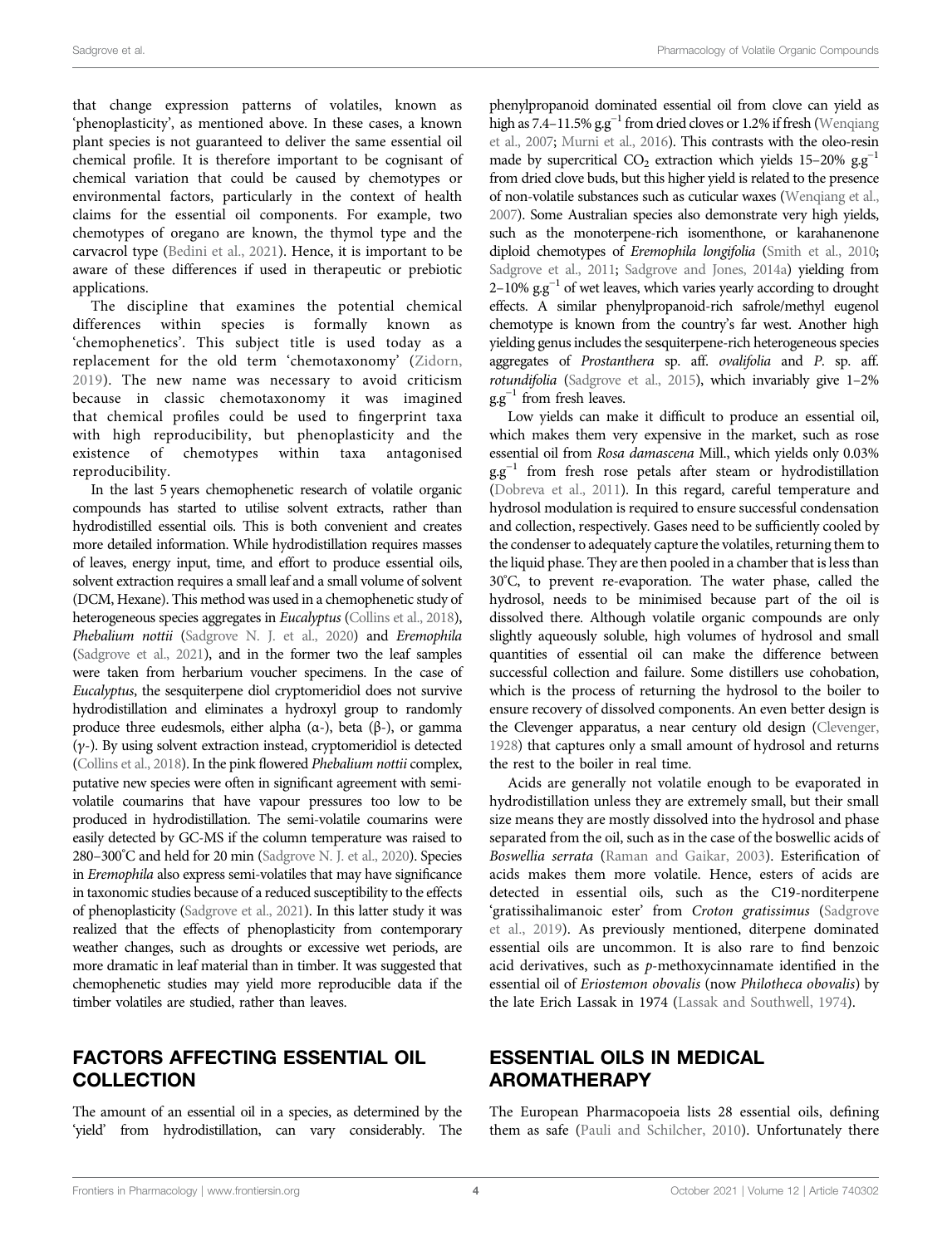that change expression patterns of volatiles, known as 'phenoplasticity', as mentioned above. In these cases, a known plant species is not guaranteed to deliver the same essential oil chemical profile. It is therefore important to be cognisant of chemical variation that could be caused by chemotypes or environmental factors, particularly in the context of health claims for the essential oil components. For example, two chemotypes of oregano are known, the thymol type and the carvacrol type (Bedini et al., 2021). Hence, it is important to be aware of these differences if used in therapeutic or prebiotic applications.

The discipline that examines the potential chemical differences within species is formally known as 'chemophenetics'. This subject title is used today as a replacement for the old term 'chemotaxonomy' (Zidorn, 2019). The new name was necessary to avoid criticism because in classic chemotaxonomy it was imagined that chemical profiles could be used to fingerprint taxa with high reproducibility, but phenoplasticity and the existence of chemotypes within taxa antagonised reproducibility.

In the last 5 years chemophenetic research of volatile organic compounds has started to utilise solvent extracts, rather than hydrodistilled essential oils. This is both convenient and creates more detailed information. While hydrodistillation requires masses of leaves, energy input, time, and effort to produce essential oils, solvent extraction requires a small leaf and a small volume of solvent (DCM, Hexane). This method was used in a chemophenetic study of heterogeneous species aggregates in *Eucalyptus* (Collins et al., 2018), *Phebalium nottii* (Sadgrove N. J. et al., 2020) and *Eremophila* (Sadgrove et al., 2021), and in the former two the leaf samples were taken from herbarium voucher specimens. In the case of *Eucalyptus*, the sesquiterpene diol cryptomeridiol does not survive hydrodistillation and eliminates a hydroxyl group to randomly produce three eudesmols, either alpha (α-), beta (β-), or gamma (γ-). By using solvent extraction instead, cryptomeridiol is detected (Collins et al., 2018). In the pink flowered *Phebalium nottii* complex, putative new species were often in significant agreement with semi-volatile coumarins that have vapour pressures too low to be produced in hydrodistillation. The semi-volatile coumarins were easily detected by GC-MS if the column temperature was raised to 280–300°C and held for 20 min (Sadgrove N. J. et al., 2020). Species in *Eremophila* also express semi-volatiles that may have significance in taxonomic studies because of a reduced susceptibility to the effects of phenoplasticity (Sadgrove et al., 2021). In this latter study it was realized that the effects of phenoplasticity from contemporary weather changes, such as droughts or excessive wet periods, are more dramatic in leaf material than in timber. It was suggested that chemophenetic studies may yield more reproducible data if the timber volatiles are studied, rather than leaves.

## FACTORS AFFECTING ESSENTIAL OIL COLLECTION

The amount of an essential oil in a species, as determined by the 'yield' from hydrodistillation, can vary considerably. The phenylpropanoid dominated essential oil from clove can yield as high as 7.4–11.5% $g.g^{-1}$ from dried cloves or 1.2% if fresh (Wenqiang et al., 2007; Murni et al., 2016). This contrasts with the oleo-resin made by supercritical $CO_2$ extraction which yields 15–20% $g.g^{-1}$ from dried clove buds, but this higher yield is related to the presence of non-volatile substances such as cuticular waxes (Wenqiang et al., 2007). Some Australian species also demonstrate very high yields, such as the monoterpene-rich isomenthone, or karahanenone diploid chemotypes of *Eremophila longifolia* (Smith et al., 2010; Sadgrove et al., 2011; Sadgrove and Jones, 2014a) yielding from 2–10% $g.g^{-1}$ of wet leaves, which varies yearly according to drought effects. A similar phenylpropanoid-rich safrole/methyl eugenol chemotype is known from the country's far west. Another high yielding genus includes the sesquiterpene-rich heterogeneous species aggregates of *Prostanthera* sp. aff. *ovalifolia* and *P.* sp. aff. *rotundifolia* (Sadgrove et al., 2015), which invariably give 1–2% $g.g^{-1}$ from fresh leaves.

Low yields can make it difficult to produce an essential oil, which makes them very expensive in the market, such as rose essential oil from *Rosa damascena* Mill., which yields only 0.03% $g.g^{-1}$ from fresh rose petals after steam or hydrodistillation (Dobreva et al., 2011). In this regard, careful temperature and hydrosol modulation is required to ensure successful condensation and collection, respectively. Gases need to be sufficiently cooled by the condenser to adequately capture the volatiles, returning them to the liquid phase. They are then pooled in a chamber that is less than 30°C, to prevent re-evaporation. The water phase, called the hydrosol, needs to be minimised because part of the oil is dissolved there. Although volatile organic compounds are only slightly aqueously soluble, high volumes of hydrosol and small quantities of essential oil can make the difference between successful collection and failure. Some distillers use cohobation, which is the process of returning the hydrosol to the boiler to ensure recovery of dissolved components. An even better design is the Clevenger apparatus, a near century old design (Clevenger, 1928) that captures only a small amount of hydrosol and returns the rest to the boiler in real time.

Acids are generally not volatile enough to be evaporated in hydrodistillation unless they are extremely small, but their small size means they are mostly dissolved into the hydrosol and phase separated from the oil, such as in the case of the boswellic acids of *Boswellia serrata* (Raman and Gaikar, 2003). Esterification of acids makes them more volatile. Hence, esters of acids are detected in essential oils, such as the C19-norditerpene 'gratissihalimanoic ester' from *Croton gratissimus* (Sadgrove et al., 2019). As previously mentioned, diterpene dominated essential oils are uncommon. It is also rare to find benzoic acid derivatives, such as *p*-methoxycinnamate identified in the essential oil of *Eriostemon obovalis* (now *Philotheca obovalis*) by the late Erich Lassak in 1974 (Lassak and Southwell, 1974).

## ESSENTIAL OILS IN MEDICAL AROMATHERAPY

The European Pharmacopoeia lists 28 essential oils, defining them as safe (Pauli and Schilcher, 2010). Unfortunately there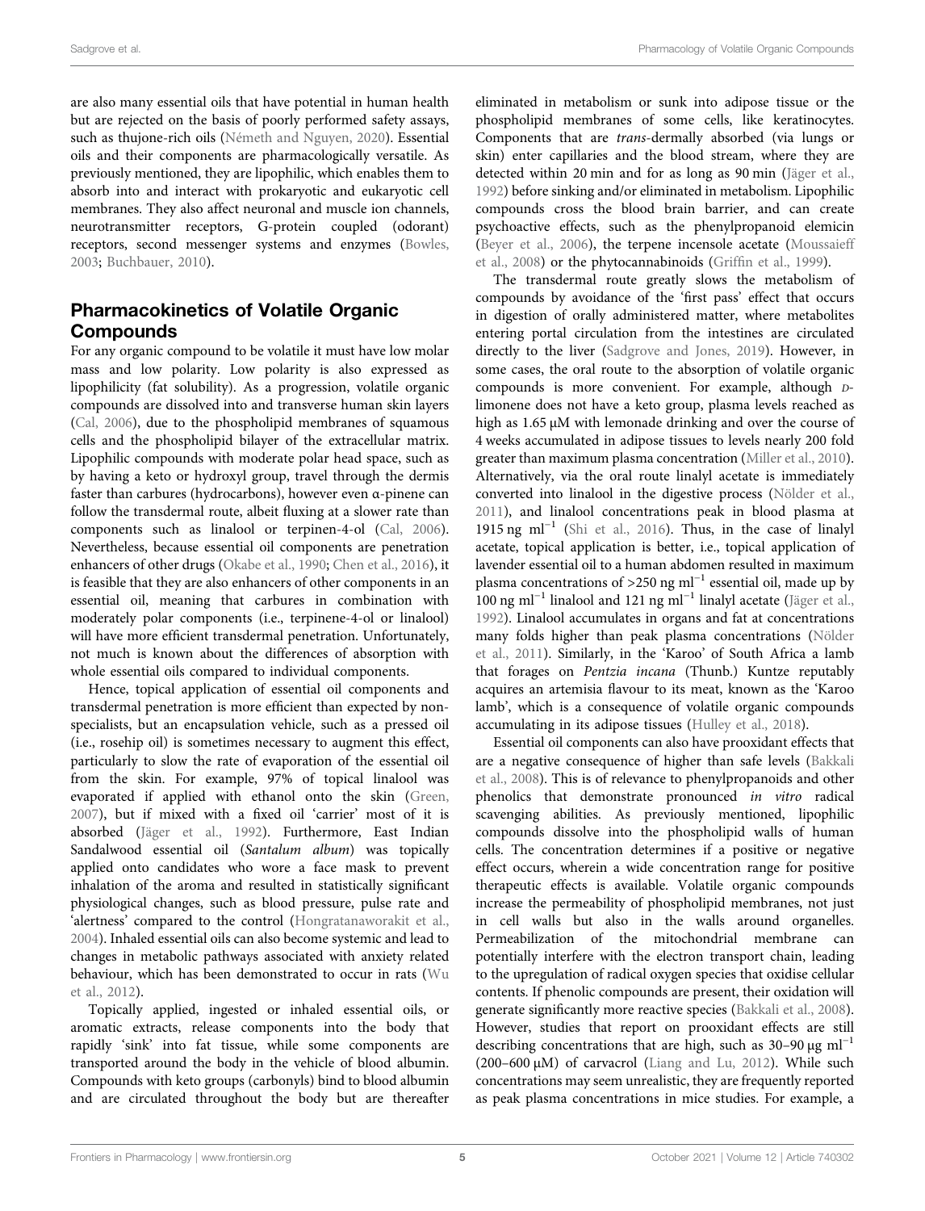are also many essential oils that have potential in human health but are rejected on the basis of poorly performed safety assays, such as thujone-rich oils (Németh and Nguyen, 2020). Essential oils and their components are pharmacologically versatile. As previously mentioned, they are lipophilic, which enables them to absorb into and interact with prokaryotic and eukaryotic cell membranes. They also affect neuronal and muscle ion channels, neurotransmitter receptors, G-protein coupled (odorant) receptors, second messenger systems and enzymes (Bowles, 2003; Buchbauer, 2010).

## Pharmacokinetics of Volatile Organic Compounds

For any organic compound to be volatile it must have low molar mass and low polarity. Low polarity is also expressed as lipophilicity (fat solubility). As a progression, volatile organic compounds are dissolved into and transverse human skin layers (Cal, 2006), due to the phospholipid membranes of squamous cells and the phospholipid bilayer of the extracellular matrix. Lipophilic compounds with moderate polar head space, such as by having a keto or hydroxyl group, travel through the dermis faster than carbures (hydrocarbons), however even α-pinene can follow the transdermal route, albeit fluxing at a slower rate than components such as linalool or terpinen-4-ol (Cal, 2006). Nevertheless, because essential oil components are penetration enhancers of other drugs (Okabe et al., 1990; Chen et al., 2016), it is feasible that they are also enhancers of other components in an essential oil, meaning that carbures in combination with moderately polar components (i.e., terpinene-4-ol or linalool) will have more efficient transdermal penetration. Unfortunately, not much is known about the differences of absorption with whole essential oils compared to individual components.

Hence, topical application of essential oil components and transdermal penetration is more efficient than expected by non-specialists, but an encapsulation vehicle, such as a pressed oil (i.e., rosehip oil) is sometimes necessary to augment this effect, particularly to slow the rate of evaporation of the essential oil from the skin. For example, 97% of topical linalool was evaporated if applied with ethanol onto the skin (Green, 2007), but if mixed with a fixed oil 'carrier' most of it is absorbed (Jäger et al., 1992). Furthermore, East Indian Sandalwood essential oil (*Santalum album*) was topically applied onto candidates who wore a face mask to prevent inhalation of the aroma and resulted in statistically significant physiological changes, such as blood pressure, pulse rate and 'alertness' compared to the control (Hongratanaworakit et al., 2004). Inhaled essential oils can also become systemic and lead to changes in metabolic pathways associated with anxiety related behaviour, which has been demonstrated to occur in rats (Wu et al., 2012).

Topically applied, ingested or inhaled essential oils, or aromatic extracts, release components into the body that rapidly 'sink' into fat tissue, while some components are transported around the body in the vehicle of blood albumin. Compounds with keto groups (carbonyls) bind to blood albumin and are circulated throughout the body but are thereafter eliminated in metabolism or sunk into adipose tissue or the phospholipid membranes of some cells, like keratinocytes. Components that are *trans*-dermally absorbed (via lungs or skin) enter capillaries and the blood stream, where they are detected within 20 min and for as long as 90 min (Jäger et al., 1992) before sinking and/or eliminated in metabolism. Lipophilic compounds cross the blood brain barrier, and can create psychoactive effects, such as the phenylpropanoid elemicin (Beyer et al., 2006), the terpene incensole acetate (Moussaieff et al., 2008) or the phytocannabinoids (Griffin et al., 1999).

The transdermal route greatly slows the metabolism of compounds by avoidance of the 'first pass' effect that occurs in digestion of orally administered matter, where metabolites entering portal circulation from the intestines are circulated directly to the liver (Sadgrove and Jones, 2019). However, in some cases, the oral route to the absorption of volatile organic compounds is more convenient. For example, although D-limonene does not have a keto group, plasma levels reached as high as 1.65 μM with lemonade drinking and over the course of 4 weeks accumulated in adipose tissues to levels nearly 200 fold greater than maximum plasma concentration (Miller et al., 2010). Alternatively, via the oral route linalyl acetate is immediately converted into linalool in the digestive process (Nölder et al., 2011), and linalool concentrations peak in blood plasma at 1915 ng $ml^{-1}$ (Shi et al., 2016). Thus, in the case of linalyl acetate, topical application is better, i.e., topical application of lavender essential oil to a human abdomen resulted in maximum plasma concentrations of >250 ng $ml^{-1}$ essential oil, made up by 100 ng $ml^{-1}$ linalool and 121 ng $ml^{-1}$ linalyl acetate (Jäger et al., 1992). Linalool accumulates in organs and fat at concentrations many folds higher than peak plasma concentrations (Nölder et al., 2011). Similarly, in the 'Karoo' of South Africa a lamb that forages on *Pentzia incana* (Thunb.) Kuntze reputably acquires an artemisia flavour to its meat, known as the 'Karoo lamb', which is a consequence of volatile organic compounds accumulating in its adipose tissues (Hulley et al., 2018).

Essential oil components can also have prooxidant effects that are a negative consequence of higher than safe levels (Bakkali et al., 2008). This is of relevance to phenylpropanoids and other phenolics that demonstrate pronounced *in vitro* radical scavenging abilities. As previously mentioned, lipophilic compounds dissolve into the phospholipid walls of human cells. The concentration determines if a positive or negative effect occurs, wherein a wide concentration range for positive therapeutic effects is available. Volatile organic compounds increase the permeability of phospholipid membranes, not just in cell walls but also in the walls around organelles. Permeabilization of the mitochondrial membrane can potentially interfere with the electron transport chain, leading to the upregulation of radical oxygen species that oxidise cellular contents. If phenolic compounds are present, their oxidation will generate significantly more reactive species (Bakkali et al., 2008). However, studies that report on prooxidant effects are still describing concentrations that are high, such as 30–90 μg $ml^{-1}$ (200–600 μM) of carvacrol (Liang and Lu, 2012). While such concentrations may seem unrealistic, they are frequently reported as peak plasma concentrations in mice studies. For example, a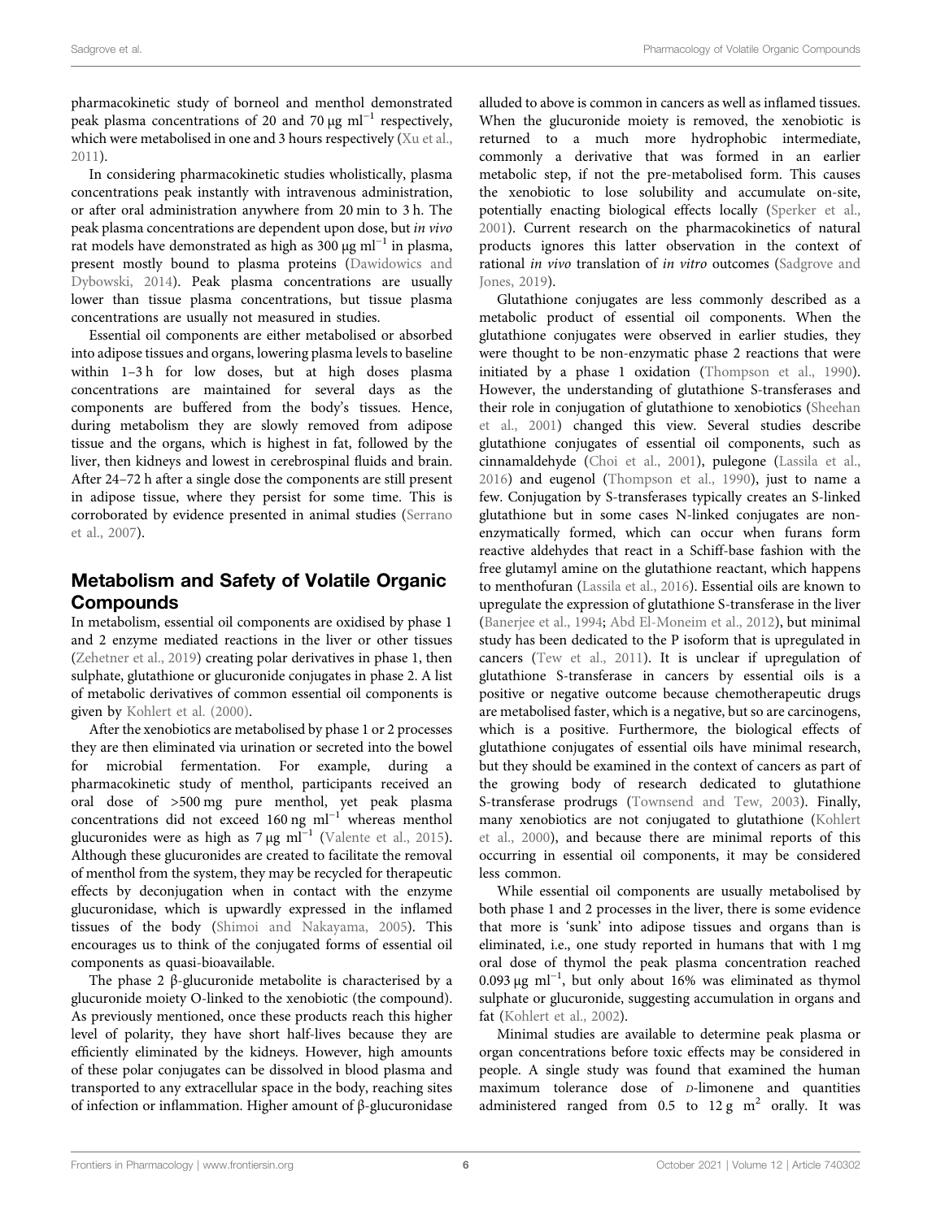pharmacokinetic study of borneol and menthol demonstrated peak plasma concentrations of 20 and 70 μg $ml^{-1}$ respectively, which were metabolised in one and 3 hours respectively (Xu et al., 2011).

In considering pharmacokinetic studies wholistically, plasma concentrations peak instantly with intravenous administration, or after oral administration anywhere from 20 min to 3 h. The peak plasma concentrations are dependent upon dose, but *in vivo* rat models have demonstrated as high as 300 μg $ml^{-1}$ in plasma, present mostly bound to plasma proteins (Dawidowics and Dybowski, 2014). Peak plasma concentrations are usually lower than tissue plasma concentrations, but tissue plasma concentrations are usually not measured in studies.

Essential oil components are either metabolised or absorbed into adipose tissues and organs, lowering plasma levels to baseline within 1–3 h for low doses, but at high doses plasma concentrations are maintained for several days as the components are buffered from the body's tissues. Hence, during metabolism they are slowly removed from adipose tissue and the organs, which is highest in fat, followed by the liver, then kidneys and lowest in cerebrospinal fluids and brain. After 24–72 h after a single dose the components are still present in adipose tissue, where they persist for some time. This is corroborated by evidence presented in animal studies (Serrano et al., 2007).

## Metabolism and Safety of Volatile Organic Compounds

In metabolism, essential oil components are oxidised by phase 1 and 2 enzyme mediated reactions in the liver or other tissues (Zehetner et al., 2019) creating polar derivatives in phase 1, then sulphate, glutathione or glucuronide conjugates in phase 2. A list of metabolic derivatives of common essential oil components is given by Kohlert et al. (2000).

After the xenobiotics are metabolised by phase 1 or 2 processes they are then eliminated via urination or secreted into the bowel for microbial fermentation. For example, during a pharmacokinetic study of menthol, participants received an oral dose of >500 mg pure menthol, yet peak plasma concentrations did not exceed 160 ng $ml^{-1}$ whereas menthol glucuronides were as high as 7 μg $ml^{-1}$ (Valente et al., 2015). Although these glucuronides are created to facilitate the removal of menthol from the system, they may be recycled for therapeutic effects by deconjugation when in contact with the enzyme glucuronidase, which is upwardly expressed in the inflamed tissues of the body (Shimoi and Nakayama, 2005). This encourages us to think of the conjugated forms of essential oil components as quasi-bioavailable.

The phase 2 β-glucuronide metabolite is characterised by a glucuronide moiety O-linked to the xenobiotic (the compound). As previously mentioned, once these products reach this higher level of polarity, they have short half-lives because they are efficiently eliminated by the kidneys. However, high amounts of these polar conjugates can be dissolved in blood plasma and transported to any extracellular space in the body, reaching sites of infection or inflammation. Higher amount of β-glucuronidase alluded to above is common in cancers as well as inflamed tissues. When the glucuronide moiety is removed, the xenobiotic is returned to a much more hydrophobic intermediate, commonly a derivative that was formed in an earlier metabolic step, if not the pre-metabolised form. This causes the xenobiotic to lose solubility and accumulate on-site, potentially enacting biological effects locally (Sperker et al., 2001). Current research on the pharmacokinetics of natural products ignores this latter observation in the context of rational *in vivo* translation of *in vitro* outcomes (Sadgrove and Jones, 2019).

Glutathione conjugates are less commonly described as a metabolic product of essential oil components. When the glutathione conjugates were observed in earlier studies, they were thought to be non-enzymatic phase 2 reactions that were initiated by a phase 1 oxidation (Thompson et al., 1990). However, the understanding of glutathione S-transferases and their role in conjugation of glutathione to xenobiotics (Sheehan et al., 2001) changed this view. Several studies describe glutathione conjugates of essential oil components, such as cinnamaldehyde (Choi et al., 2001), pulegone (Lassila et al., 2016) and eugenol (Thompson et al., 1990), just to name a few. Conjugation by S-transferases typically creates an S-linked glutathione but in some cases N-linked conjugates are non-enzymatically formed, which can occur when furans form reactive aldehydes that react in a Schiff-base fashion with the free glutamyl amine on the glutathione reactant, which happens to menthofuran (Lassila et al., 2016). Essential oils are known to upregulate the expression of glutathione S-transferase in the liver (Banerjee et al., 1994; Abd El-Moneim et al., 2012), but minimal study has been dedicated to the P isoform that is upregulated in cancers (Tew et al., 2011). It is unclear if upregulation of glutathione S-transferase in cancers by essential oils is a positive or negative outcome because chemotherapeutic drugs are metabolised faster, which is a negative, but so are carcinogens, which is a positive. Furthermore, the biological effects of glutathione conjugates of essential oils have minimal research, but they should be examined in the context of cancers as part of the growing body of research dedicated to glutathione S-transferase prodrugs (Townsend and Tew, 2003). Finally, many xenobiotics are not conjugated to glutathione (Kohlert et al., 2000), and because there are minimal reports of this occurring in essential oil components, it may be considered less common.

While essential oil components are usually metabolised by both phase 1 and 2 processes in the liver, there is some evidence that more is 'sunk' into adipose tissues and organs than is eliminated, i.e., one study reported in humans that with 1 mg oral dose of thymol the peak plasma concentration reached 0.093 μg $ml^{-1}$, but only about 16% was eliminated as thymol sulphate or glucuronide, suggesting accumulation in organs and fat (Kohlert et al., 2002).

Minimal studies are available to determine peak plasma or organ concentrations before toxic effects may be considered in people. A single study was found that examined the human maximum tolerance dose of D-limonene and quantities administered ranged from 0.5 to 12 g $m^2$ orally. It was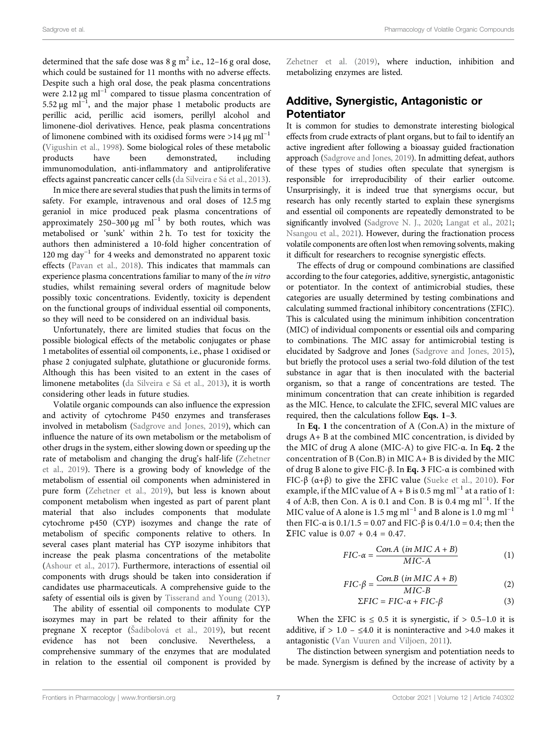determined that the safe dose was 8 g $m^2$ i.e., 12–16 g oral dose, which could be sustained for 11 months with no adverse effects. Despite such a high oral dose, the peak plasma concentrations were 2.12 μg $ml^{-1}$ compared to tissue plasma concentration of 5.52 μg $ml^{-1}$, and the major phase 1 metabolic products are perillic acid, perillic acid isomers, perillyl alcohol and limonene-diol derivatives. Hence, peak plasma concentrations of limonene combined with its oxidised forms were >14 μg $ml^{-1}$ (Vigushin et al., 1998). Some biological roles of these metabolic products have been demonstrated, including immunomodulation, anti-inflammatory and antiproliferative effects against pancreatic cancer cells (da Silveira e Sá et al., 2013).

In mice there are several studies that push the limits in terms of safety. For example, intravenous and oral doses of 12.5 mg geraniol in mice produced peak plasma concentrations of approximately 250–300 μg $ml^{-1}$ by both routes, which was metabolised or 'sunk' within 2 h. To test for toxicity the authors then administered a 10-fold higher concentration of 120 mg $day^{-1}$ for 4 weeks and demonstrated no apparent toxic effects (Pavan et al., 2018). This indicates that mammals can experience plasma concentrations familiar to many of the *in vitro* studies, whilst remaining several orders of magnitude below possibly toxic concentrations. Evidently, toxicity is dependent on the functional groups of individual essential oil components, so they will need to be considered on an individual basis.

Unfortunately, there are limited studies that focus on the possible biological effects of the metabolic conjugates or phase 1 metabolites of essential oil components, i.e., phase 1 oxidised or phase 2 conjugated sulphate, glutathione or glucuronide forms. Although this has been visited to an extent in the cases of limonene metabolites (da Silveira e Sá et al., 2013), it is worth considering other leads in future studies.

Volatile organic compounds can also influence the expression and activity of cytochrome P450 enzymes and transferases involved in metabolism (Sadgrove and Jones, 2019), which can influence the nature of its own metabolism or the metabolism of other drugs in the system, either slowing down or speeding up the rate of metabolism and changing the drug's half-life (Zehetner et al., 2019). There is a growing body of knowledge of the metabolism of essential oil components when administered in pure form (Zehetner et al., 2019), but less is known about component metabolism when ingested as part of parent plant material that also includes components that modulate cytochrome p450 (CYP) isozymes and change the rate of metabolism of specific components relative to others. In several cases plant material has CYP isozyme inhibitors that increase the peak plasma concentrations of the metabolite (Ashour et al., 2017). Furthermore, interactions of essential oil components with drugs should be taken into consideration if candidates use pharmaceuticals. A comprehensive guide to the safety of essential oils is given by Tisserand and Young (2013).

The ability of essential oil components to modulate CYP isozymes may in part be related to their affinity for the pregnane X receptor (Šadibolová et al., 2019), but recent evidence has not been conclusive. Nevertheless, a comprehensive summary of the enzymes that are modulated in relation to the essential oil component is provided by Zehetner et al. (2019), where induction, inhibition and metabolizing enzymes are listed.

## Additive, Synergistic, Antagonistic or Potentiator

It is common for studies to demonstrate interesting biological effects from crude extracts of plant organs, but to fail to identify an active ingredient after following a bioassay guided fractionation approach (Sadgrove and Jones, 2019). In admitting defeat, authors of these types of studies often speculate that synergism is responsible for irreproducibility of their earlier outcome. Unsurprisingly, it is indeed true that synergisms occur, but research has only recently started to explain these synergisms and essential oil components are repeatedly demonstrated to be significantly involved (Sadgrove N. J., 2020; Langat et al., 2021; Nsangou et al., 2021). However, during the fractionation process volatile components are often lost when removing solvents, making it difficult for researchers to recognise synergistic effects.

The effects of drug or compound combinations are classified according to the four categories, additive, synergistic, antagonistic or potentiator. In the context of antimicrobial studies, these categories are usually determined by testing combinations and calculating summed fractional inhibitory concentrations (ΣFIC). This is calculated using the minimum inhibition concentration (MIC) of individual components or essential oils and comparing to combinations. The MIC assay for antimicrobial testing is elucidated by Sadgrove and Jones (Sadgrove and Jones, 2015), but briefly the protocol uses a serial two-fold dilution of the test substance in agar that is then inoculated with the bacterial organism, so that a range of concentrations are tested. The minimum concentration that can create inhibition is regarded as the MIC. Hence, to calculate the ΣFIC, several MIC values are required, then the calculations follow **Eqs. 1–3**.

In **Eq. 1** the concentration of A (Con.A) in the mixture of drugs A+ B at the combined MIC concentration, is divided by the MIC of drug A alone (MIC-A) to give FIC-α. In **Eq. 2** the concentration of B (Con.B) in MIC A+ B is divided by the MIC of drug B alone to give FIC-β. In **Eq. 3** FIC-α is combined with FIC-β (α+β) to give the ΣFIC value (Sueke et al., 2010). For example, if the MIC value of A + B is 0.5 mg $ml^{-1}$ at a ratio of 1: 4 of A:B, then Con. A is 0.1 and Con. B is 0.4 mg $ml^{-1}$. If the MIC value of A alone is 1.5 mg $ml^{-1}$ and B alone is 1.0 mg $ml^{-1}$ then FIC-α is 0.1/1.5 = 0.07 and FIC-β is 0.4/1.0 = 0.4; then the ΣFIC value is 0.07 + 0.4 = 0.47.

$$FIC\text{-}\alpha = \frac{Con.A\ (in\ MIC\ A + B)}{MIC\text{-}A} \tag{1}$$

$$FIC\text{-}\beta = \frac{Con.B\ (in\ MIC\ A + B)}{MIC\text{-}B} \tag{2}$$

$$\Sigma FIC = FIC\text{-}\alpha + FIC\text{-}\beta \tag{3}$$

When the ΣFIC is ≤ 0.5 it is synergistic, if > 0.5–1.0 it is additive, if > 1.0 – ≤4.0 it is noninteractive and >4.0 makes it antagonistic (Van Vuuren and Viljoen, 2011).

The distinction between synergism and potentiation needs to be made. Synergism is defined by the increase of activity by a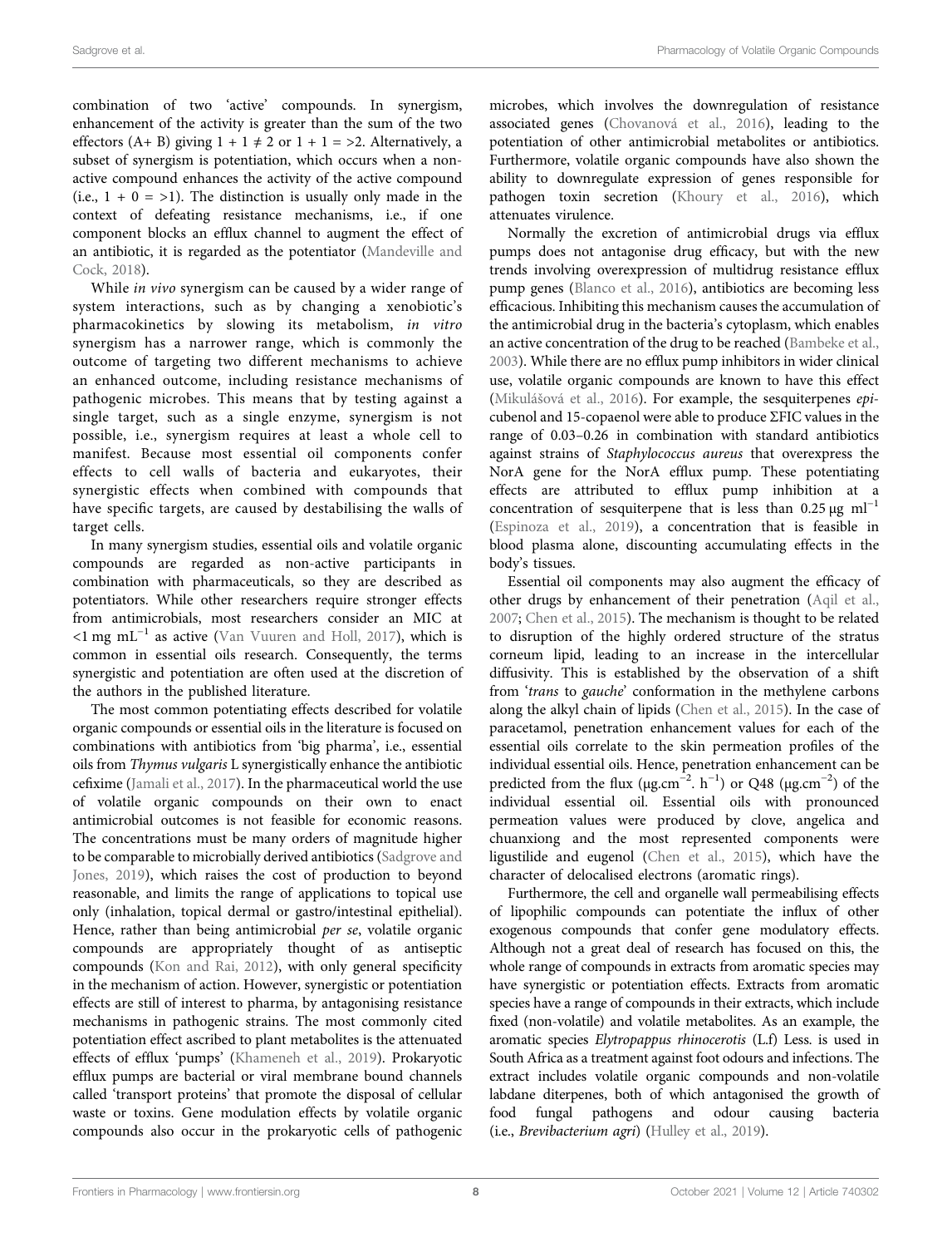combination of two 'active' compounds. In synergism, enhancement of the activity is greater than the sum of the two effectors (A+ B) giving $1 + 1 \neq 2$ or $1 + 1 = >2$. Alternatively, a subset of synergism is potentiation, which occurs when a non-active compound enhances the activity of the active compound (i.e., $1 + 0 = >1$). The distinction is usually only made in the context of defeating resistance mechanisms, i.e., if one component blocks an efflux channel to augment the effect of an antibiotic, it is regarded as the potentiator (Mandeville and Cock, 2018).

While *in vivo* synergism can be caused by a wider range of system interactions, such as by changing a xenobiotic's pharmacokinetics by slowing its metabolism, *in vitro* synergism has a narrower range, which is commonly the outcome of targeting two different mechanisms to achieve an enhanced outcome, including resistance mechanisms of pathogenic microbes. This means that by testing against a single target, such as a single enzyme, synergism is not possible, i.e., synergism requires at least a whole cell to manifest. Because most essential oil components confer effects to cell walls of bacteria and eukaryotes, their synergistic effects when combined with compounds that have specific targets, are caused by destabilising the walls of target cells.

In many synergism studies, essential oils and volatile organic compounds are regarded as non-active participants in combination with pharmaceuticals, so they are described as potentiators. While other researchers require stronger effects from antimicrobials, most researchers consider an MIC at $<1$ mg mL$^{-1}$ as active (Van Vuuren and Holl, 2017), which is common in essential oils research. Consequently, the terms synergistic and potentiation are often used at the discretion of the authors in the published literature.

The most common potentiating effects described for volatile organic compounds or essential oils in the literature is focused on combinations with antibiotics from 'big pharma', i.e., essential oils from *Thymus vulgaris* L synergistically enhance the antibiotic cefixime (Jamali et al., 2017). In the pharmaceutical world the use of volatile organic compounds on their own to enact antimicrobial outcomes is not feasible for economic reasons. The concentrations must be many orders of magnitude higher to be comparable to microbially derived antibiotics (Sadgrove and Jones, 2019), which raises the cost of production to beyond reasonable, and limits the range of applications to topical use only (inhalation, topical dermal or gastro/intestinal epithelial). Hence, rather than being antimicrobial *per se*, volatile organic compounds are appropriately thought of as antiseptic compounds (Kon and Rai, 2012), with only general specificity in the mechanism of action. However, synergistic or potentiation effects are still of interest to pharma, by antagonising resistance mechanisms in pathogenic strains. The most commonly cited potentiation effect ascribed to plant metabolites is the attenuated effects of efflux 'pumps' (Khameneh et al., 2019). Prokaryotic efflux pumps are bacterial or viral membrane bound channels called 'transport proteins' that promote the disposal of cellular waste or toxins. Gene modulation effects by volatile organic compounds also occur in the prokaryotic cells of pathogenic microbes, which involves the downregulation of resistance associated genes (Chovanová et al., 2016), leading to the potentiation of other antimicrobial metabolites or antibiotics. Furthermore, volatile organic compounds have also shown the ability to downregulate expression of genes responsible for pathogen toxin secretion (Khoury et al., 2016), which attenuates virulence.

Normally the excretion of antimicrobial drugs via efflux pumps does not antagonise drug efficacy, but with the new trends involving overexpression of multidrug resistance efflux pump genes (Blanco et al., 2016), antibiotics are becoming less efficacious. Inhibiting this mechanism causes the accumulation of the antimicrobial drug in the bacteria's cytoplasm, which enables an active concentration of the drug to be reached (Bambeke et al., 2003). While there are no efflux pump inhibitors in wider clinical use, volatile organic compounds are known to have this effect (Mikulášová et al., 2016). For example, the sesquiterpenes *epi*-cubenol and 15-copaenol were able to produce ΣFIC values in the range of 0.03–0.26 in combination with standard antibiotics against strains of *Staphylococcus aureus* that overexpress the NorA gene for the NorA efflux pump. These potentiating effects are attributed to efflux pump inhibition at a concentration of sesquiterpene that is less than 0.25 μg ml$^{-1}$ (Espinoza et al., 2019), a concentration that is feasible in blood plasma alone, discounting accumulating effects in the body's tissues.

Essential oil components may also augment the efficacy of other drugs by enhancement of their penetration (Aqil et al., 2007; Chen et al., 2015). The mechanism is thought to be related to disruption of the highly ordered structure of the stratus corneum lipid, leading to an increase in the intercellular diffusivity. This is established by the observation of a shift from '*trans* to *gauche*' conformation in the methylene carbons along the alkyl chain of lipids (Chen et al., 2015). In the case of paracetamol, penetration enhancement values for each of the essential oils correlate to the skin permeation profiles of the individual essential oils. Hence, penetration enhancement can be predicted from the flux (μg.cm$^{-2}$. h$^{-1}$) or Q48 (μg.cm$^{-2}$) of the individual essential oil. Essential oils with pronounced permeation values were produced by clove, angelica and chuanxiong and the most represented components were ligustilide and eugenol (Chen et al., 2015), which have the character of delocalised electrons (aromatic rings).

Furthermore, the cell and organelle wall permeabilising effects of lipophilic compounds can potentiate the influx of other exogenous compounds that confer gene modulatory effects. Although not a great deal of research has focused on this, the whole range of compounds in extracts from aromatic species may have synergistic or potentiation effects. Extracts from aromatic species have a range of compounds in their extracts, which include fixed (non-volatile) and volatile metabolites. As an example, the aromatic species *Elytropappus rhinocerotis* (L.f) Less. is used in South Africa as a treatment against foot odours and infections. The extract includes volatile organic compounds and non-volatile labdane diterpenes, both of which antagonised the growth of food fungal pathogens and odour causing bacteria (i.e., *Brevibacterium agri*) (Hulley et al., 2019).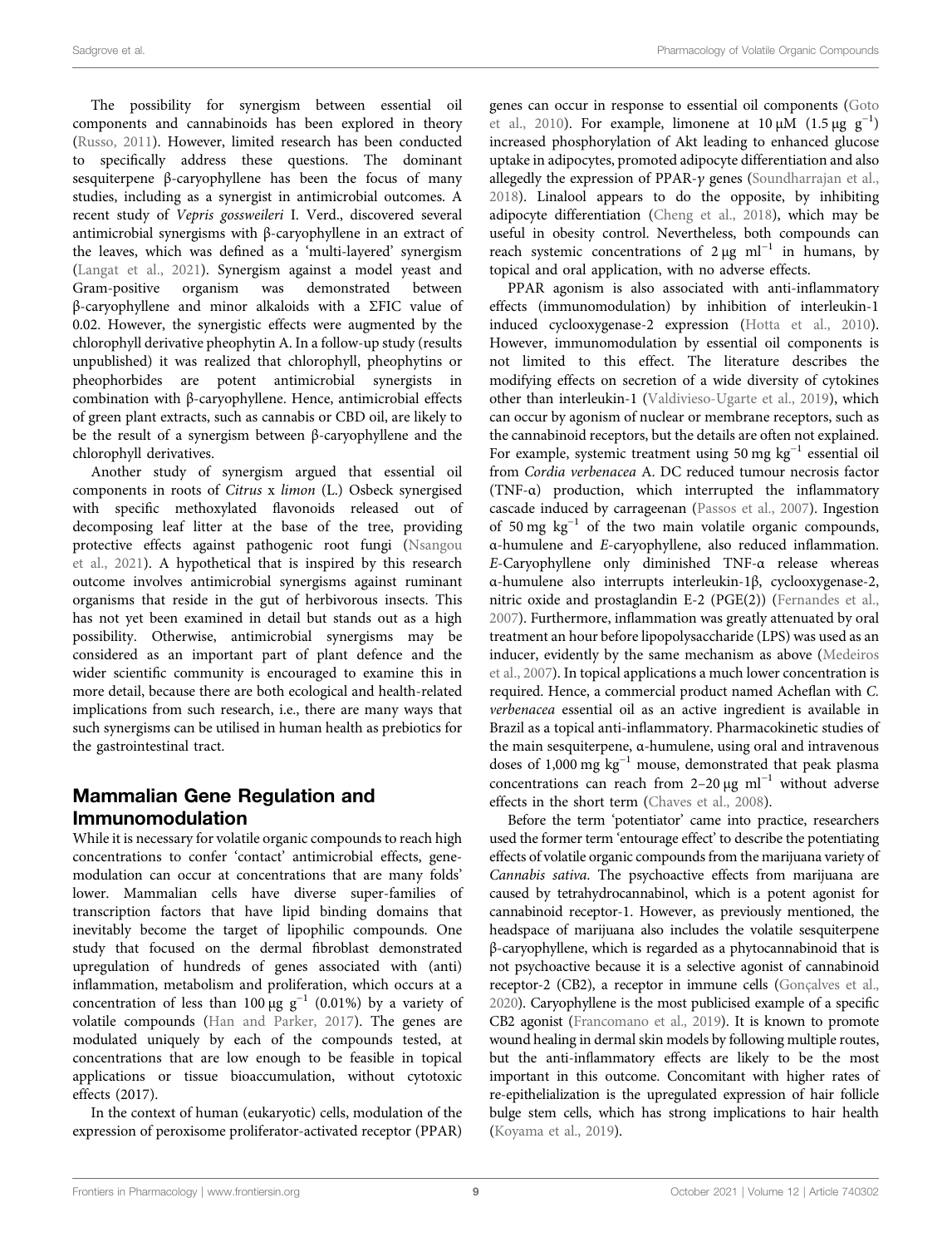The possibility for synergism between essential oil components and cannabinoids has been explored in theory (Russo, 2011). However, limited research has been conducted to specifically address these questions. The dominant sesquiterpene β-caryophyllene has been the focus of many studies, including as a synergist in antimicrobial outcomes. A recent study of *Vepris gossweileri* I. Verd., discovered several antimicrobial synergisms with β-caryophyllene in an extract of the leaves, which was defined as a 'multi-layered' synergism (Langat et al., 2021). Synergism against a model yeast and Gram-positive organism was demonstrated between β-caryophyllene and minor alkaloids with a ΣFIC value of 0.02. However, the synergistic effects were augmented by the chlorophyll derivative pheophytin A. In a follow-up study (results unpublished) it was realized that chlorophyll, pheophytins or pheophorbides are potent antimicrobial synergists in combination with β-caryophyllene. Hence, antimicrobial effects of green plant extracts, such as cannabis or CBD oil, are likely to be the result of a synergism between β-caryophyllene and the chlorophyll derivatives.

Another study of synergism argued that essential oil components in roots of *Citrus* x *limon* (L.) Osbeck synergised with specific methoxylated flavonoids released out of decomposing leaf litter at the base of the tree, providing protective effects against pathogenic root fungi (Nsangou et al., 2021). A hypothetical that is inspired by this research outcome involves antimicrobial synergisms against ruminant organisms that reside in the gut of herbivorous insects. This has not yet been examined in detail but stands out as a high possibility. Otherwise, antimicrobial synergisms may be considered as an important part of plant defence and the wider scientific community is encouraged to examine this in more detail, because there are both ecological and health-related implications from such research, i.e., there are many ways that such synergisms can be utilised in human health as prebiotics for the gastrointestinal tract.

## Mammalian Gene Regulation and Immunomodulation

While it is necessary for volatile organic compounds to reach high concentrations to confer 'contact' antimicrobial effects, gene-modulation can occur at concentrations that are many folds' lower. Mammalian cells have diverse super-families of transcription factors that have lipid binding domains that inevitably become the target of lipophilic compounds. One study that focused on the dermal fibroblast demonstrated upregulation of hundreds of genes associated with (anti) inflammation, metabolism and proliferation, which occurs at a concentration of less than 100 μg $g^{-1}$ (0.01%) by a variety of volatile compounds (Han and Parker, 2017). The genes are modulated uniquely by each of the compounds tested, at concentrations that are low enough to be feasible in topical applications or tissue bioaccumulation, without cytotoxic effects (2017).

In the context of human (eukaryotic) cells, modulation of the expression of peroxisome proliferator-activated receptor (PPAR) genes can occur in response to essential oil components (Goto et al., 2010). For example, limonene at 10 μM (1.5 μg $g^{-1}$) increased phosphorylation of Akt leading to enhanced glucose uptake in adipocytes, promoted adipocyte differentiation and also allegedly the expression of PPAR-$\gamma$ genes (Soundharrajan et al., 2018). Linalool appears to do the opposite, by inhibiting adipocyte differentiation (Cheng et al., 2018), which may be useful in obesity control. Nevertheless, both compounds can reach systemic concentrations of 2 μg $ml^{-1}$ in humans, by topical and oral application, with no adverse effects.

PPAR agonism is also associated with anti-inflammatory effects (immunomodulation) by inhibition of interleukin-1 induced cyclooxygenase-2 expression (Hotta et al., 2010). However, immunomodulation by essential oil components is not limited to this effect. The literature describes the modifying effects on secretion of a wide diversity of cytokines other than interleukin-1 (Valdivieso-Ugarte et al., 2019), which can occur by agonism of nuclear or membrane receptors, such as the cannabinoid receptors, but the details are often not explained. For example, systemic treatment using 50 mg $kg^{-1}$ essential oil from *Cordia verbenacea* A. DC reduced tumour necrosis factor (TNF-α) production, which interrupted the inflammatory cascade induced by carrageenan (Passos et al., 2007). Ingestion of 50 mg $kg^{-1}$ of the two main volatile organic compounds, α-humulene and *E*-caryophyllene, also reduced inflammation. *E*-Caryophyllene only diminished TNF-α release whereas α-humulene also interrupts interleukin-1β, cyclooxygenase-2, nitric oxide and prostaglandin E-2 (PGE(2)) (Fernandes et al., 2007). Furthermore, inflammation was greatly attenuated by oral treatment an hour before lipopolysaccharide (LPS) was used as an inducer, evidently by the same mechanism as above (Medeiros et al., 2007). In topical applications a much lower concentration is required. Hence, a commercial product named Acheflan with *C. verbenacea* essential oil as an active ingredient is available in Brazil as a topical anti-inflammatory. Pharmacokinetic studies of the main sesquiterpene, α-humulene, using oral and intravenous doses of 1,000 mg $kg^{-1}$ mouse, demonstrated that peak plasma concentrations can reach from 2–20 μg $ml^{-1}$ without adverse effects in the short term (Chaves et al., 2008).

Before the term 'potentiator' came into practice, researchers used the former term 'entourage effect' to describe the potentiating effects of volatile organic compounds from the marijuana variety of *Cannabis sativa*. The psychoactive effects from marijuana are caused by tetrahydrocannabinol, which is a potent agonist for cannabinoid receptor-1. However, as previously mentioned, the headspace of marijuana also includes the volatile sesquiterpene β-caryophyllene, which is regarded as a phytocannabinoid that is not psychoactive because it is a selective agonist of cannabinoid receptor-2 (CB2), a receptor in immune cells (Gonçalves et al., 2020). Caryophyllene is the most publicised example of a specific CB2 agonist (Francomano et al., 2019). It is known to promote wound healing in dermal skin models by following multiple routes, but the anti-inflammatory effects are likely to be the most important in this outcome. Concomitant with higher rates of re-epithelialization is the upregulated expression of hair follicle bulge stem cells, which has strong implications to hair health (Koyama et al., 2019).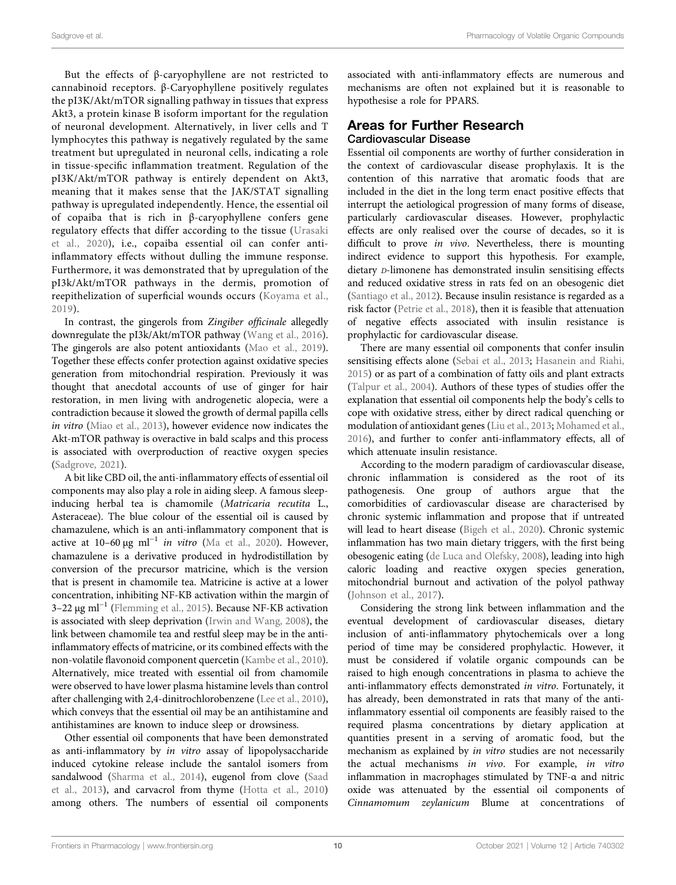But the effects of β-caryophyllene are not restricted to cannabinoid receptors. β-Caryophyllene positively regulates the pI3K/Akt/mTOR signalling pathway in tissues that express Akt3, a protein kinase B isoform important for the regulation of neuronal development. Alternatively, in liver cells and T lymphocytes this pathway is negatively regulated by the same treatment but upregulated in neuronal cells, indicating a role in tissue-specific inflammation treatment. Regulation of the pI3K/Akt/mTOR pathway is entirely dependent on Akt3, meaning that it makes sense that the JAK/STAT signalling pathway is upregulated independently. Hence, the essential oil of copaiba that is rich in β-caryophyllene confers gene regulatory effects that differ according to the tissue (Urasaki et al., 2020), i.e., copaiba essential oil can confer anti-inflammatory effects without dulling the immune response. Furthermore, it was demonstrated that by upregulation of the pI3k/Akt/mTOR pathways in the dermis, promotion of reepithelization of superficial wounds occurs (Koyama et al., 2019).

In contrast, the gingerols from *Zingiber officinale* allegedly downregulate the pI3k/Akt/mTOR pathway (Wang et al., 2016). The gingerols are also potent antioxidants (Mao et al., 2019). Together these effects confer protection against oxidative species generation from mitochondrial respiration. Previously it was thought that anecdotal accounts of use of ginger for hair restoration, in men living with androgenetic alopecia, were a contradiction because it slowed the growth of dermal papilla cells *in vitro* (Miao et al., 2013), however evidence now indicates the Akt-mTOR pathway is overactive in bald scalps and this process is associated with overproduction of reactive oxygen species (Sadgrove, 2021).

A bit like CBD oil, the anti-inflammatory effects of essential oil components may also play a role in aiding sleep. A famous sleep-inducing herbal tea is chamomile (*Matricaria recutita* L., Asteraceae). The blue colour of the essential oil is caused by chamazulene, which is an anti-inflammatory component that is active at 10–60 μg $ml^{-1}$ *in vitro* (Ma et al., 2020). However, chamazulene is a derivative produced in hydrodistillation by conversion of the precursor matricine, which is the version that is present in chamomile tea. Matricine is active at a lower concentration, inhibiting NF-KB activation within the margin of 3–22 μg $ml^{-1}$ (Flemming et al., 2015). Because NF-KB activation is associated with sleep deprivation (Irwin and Wang, 2008), the link between chamomile tea and restful sleep may be in the anti-inflammatory effects of matricine, or its combined effects with the non-volatile flavonoid component quercetin (Kambe et al., 2010). Alternatively, mice treated with essential oil from chamomile were observed to have lower plasma histamine levels than control after challenging with 2,4-dinitrochlorobenzene (Lee et al., 2010), which conveys that the essential oil may be an antihistamine and antihistamines are known to induce sleep or drowsiness.

Other essential oil components that have been demonstrated as anti-inflammatory by *in vitro* assay of lipopolysaccharide induced cytokine release include the santalol isomers from sandalwood (Sharma et al., 2014), eugenol from clove (Saad et al., 2013), and carvacrol from thyme (Hotta et al., 2010) among others. The numbers of essential oil components associated with anti-inflammatory effects are numerous and mechanisms are often not explained but it is reasonable to hypothesise a role for PPARS.

## Areas for Further Research

### Cardiovascular Disease

Essential oil components are worthy of further consideration in the context of cardiovascular disease prophylaxis. It is the contention of this narrative that aromatic foods that are included in the diet in the long term enact positive effects that interrupt the aetiological progression of many forms of disease, particularly cardiovascular diseases. However, prophylactic effects are only realised over the course of decades, so it is difficult to prove *in vivo*. Nevertheless, there is mounting indirect evidence to support this hypothesis. For example, dietary D-limonene has demonstrated insulin sensitising effects and reduced oxidative stress in rats fed on an obesogenic diet (Santiago et al., 2012). Because insulin resistance is regarded as a risk factor (Petrie et al., 2018), then it is feasible that attenuation of negative effects associated with insulin resistance is prophylactic for cardiovascular disease.

There are many essential oil components that confer insulin sensitising effects alone (Sebai et al., 2013; Hasanein and Riahi, 2015) or as part of a combination of fatty oils and plant extracts (Talpur et al., 2004). Authors of these types of studies offer the explanation that essential oil components help the body's cells to cope with oxidative stress, either by direct radical quenching or modulation of antioxidant genes (Liu et al., 2013; Mohamed et al., 2016), and further to confer anti-inflammatory effects, all of which attenuate insulin resistance.

According to the modern paradigm of cardiovascular disease, chronic inflammation is considered as the root of its pathogenesis. One group of authors argue that the comorbidities of cardiovascular disease are characterised by chronic systemic inflammation and propose that if untreated will lead to heart disease (Bigeh et al., 2020). Chronic systemic inflammation has two main dietary triggers, with the first being obesogenic eating (de Luca and Olefsky, 2008), leading into high caloric loading and reactive oxygen species generation, mitochondrial burnout and activation of the polyol pathway (Johnson et al., 2017).

Considering the strong link between inflammation and the eventual development of cardiovascular diseases, dietary inclusion of anti-inflammatory phytochemicals over a long period of time may be considered prophylactic. However, it must be considered if volatile organic compounds can be raised to high enough concentrations in plasma to achieve the anti-inflammatory effects demonstrated *in vitro*. Fortunately, it has already, been demonstrated in rats that many of the anti-inflammatory essential oil components are feasibly raised to the required plasma concentrations by dietary application at quantities present in a serving of aromatic food, but the mechanism as explained by *in vitro* studies are not necessarily the actual mechanisms *in vivo*. For example, *in vitro* inflammation in macrophages stimulated by TNF-α and nitric oxide was attenuated by the essential oil components of *Cinnamomum zeylanicum* Blume at concentrations of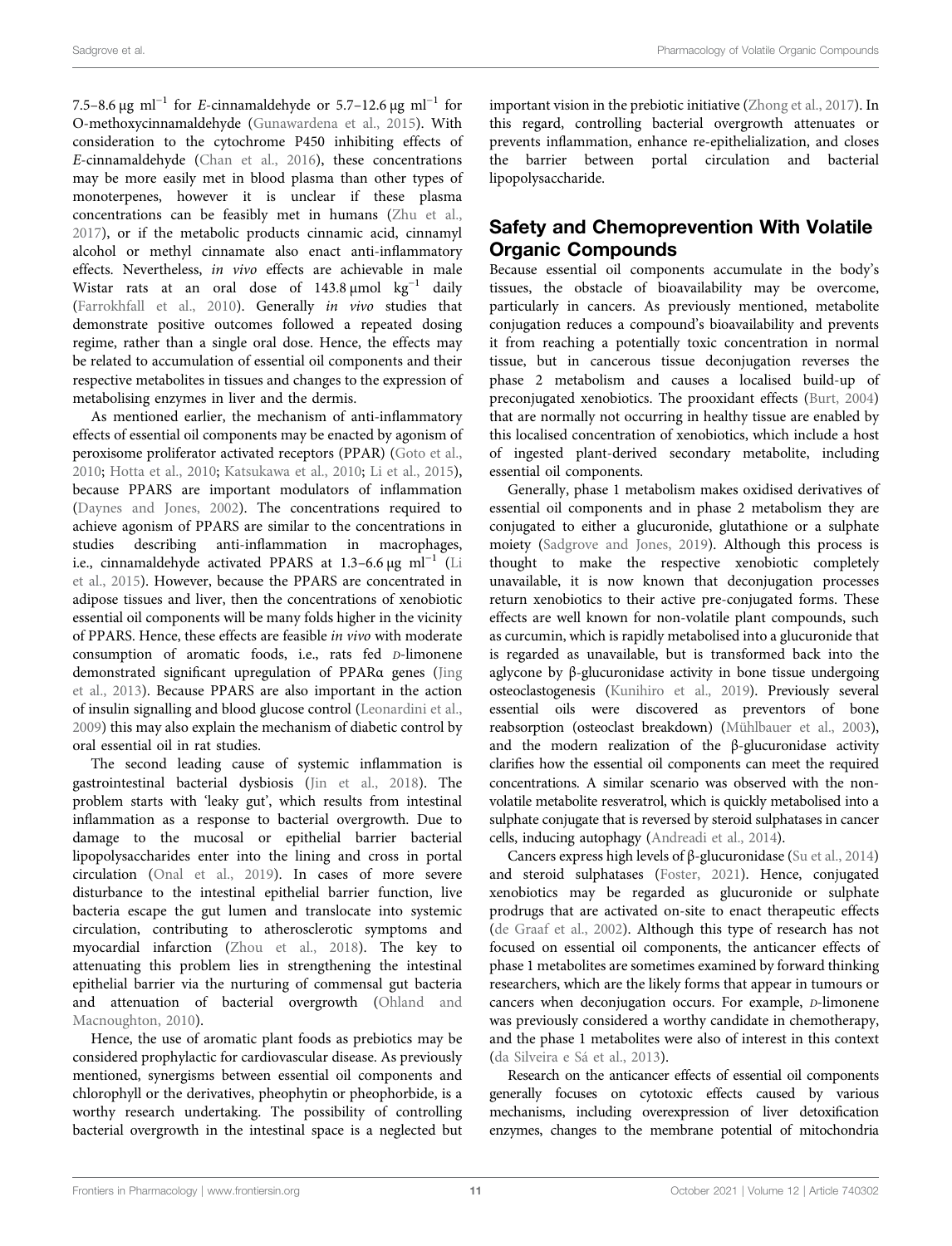7.5–8.6 μg ml$^{-1}$ for *E*-cinnamaldehyde or 5.7–12.6 μg ml$^{-1}$ for O-methoxycinnamaldehyde (Gunawardena et al., 2015). With consideration to the cytochrome P450 inhibiting effects of *E*-cinnamaldehyde (Chan et al., 2016), these concentrations may be more easily met in blood plasma than other types of monoterpenes, however it is unclear if these plasma concentrations can be feasibly met in humans (Zhu et al., 2017), or if the metabolic products cinnamic acid, cinnamyl alcohol or methyl cinnamate also enact anti-inflammatory effects. Nevertheless, *in vivo* effects are achievable in male Wistar rats at an oral dose of 143.8 μmol kg$^{-1}$ daily (Farrokhfall et al., 2010). Generally *in vivo* studies that demonstrate positive outcomes followed a repeated dosing regime, rather than a single oral dose. Hence, the effects may be related to accumulation of essential oil components and their respective metabolites in tissues and changes to the expression of metabolising enzymes in liver and the dermis.

As mentioned earlier, the mechanism of anti-inflammatory effects of essential oil components may be enacted by agonism of peroxisome proliferator activated receptors (PPAR) (Goto et al., 2010; Hotta et al., 2010; Katsukawa et al., 2010; Li et al., 2015), because PPARS are important modulators of inflammation (Daynes and Jones, 2002). The concentrations required to achieve agonism of PPARS are similar to the concentrations in studies describing anti-inflammation in macrophages, i.e., cinnamaldehyde activated PPARS at 1.3–6.6 μg ml$^{-1}$ (Li et al., 2015). However, because the PPARS are concentrated in adipose tissues and liver, then the concentrations of xenobiotic essential oil components will be many folds higher in the vicinity of PPARS. Hence, these effects are feasible *in vivo* with moderate consumption of aromatic foods, i.e., rats fed D-limonene demonstrated significant upregulation of PPARα genes (Jing et al., 2013). Because PPARS are also important in the action of insulin signalling and blood glucose control (Leonardini et al., 2009) this may also explain the mechanism of diabetic control by oral essential oil in rat studies.

The second leading cause of systemic inflammation is gastrointestinal bacterial dysbiosis (Jin et al., 2018). The problem starts with 'leaky gut', which results from intestinal inflammation as a response to bacterial overgrowth. Due to damage to the mucosal or epithelial barrier bacterial lipopolysaccharides enter into the lining and cross in portal circulation (Onal et al., 2019). In cases of more severe disturbance to the intestinal epithelial barrier function, live bacteria escape the gut lumen and translocate into systemic circulation, contributing to atherosclerotic symptoms and myocardial infarction (Zhou et al., 2018). The key to attenuating this problem lies in strengthening the intestinal epithelial barrier via the nurturing of commensal gut bacteria and attenuation of bacterial overgrowth (Ohland and Macnoughton, 2010).

Hence, the use of aromatic plant foods as prebiotics may be considered prophylactic for cardiovascular disease. As previously mentioned, synergisms between essential oil components and chlorophyll or the derivatives, pheophytin or pheophorbide, is a worthy research undertaking. The possibility of controlling bacterial overgrowth in the intestinal space is a neglected but important vision in the prebiotic initiative (Zhong et al., 2017). In this regard, controlling bacterial overgrowth attenuates or prevents inflammation, enhance re-epithelialization, and closes the barrier between portal circulation and bacterial lipopolysaccharide.

## Safety and Chemoprevention With Volatile Organic Compounds

Because essential oil components accumulate in the body's tissues, the obstacle of bioavailability may be overcome, particularly in cancers. As previously mentioned, metabolite conjugation reduces a compound's bioavailability and prevents it from reaching a potentially toxic concentration in normal tissue, but in cancerous tissue deconjugation reverses the phase 2 metabolism and causes a localised build-up of preconjugated xenobiotics. The prooxidant effects (Burt, 2004) that are normally not occurring in healthy tissue are enabled by this localised concentration of xenobiotics, which include a host of ingested plant-derived secondary metabolite, including essential oil components.

Generally, phase 1 metabolism makes oxidised derivatives of essential oil components and in phase 2 metabolism they are conjugated to either a glucuronide, glutathione or a sulphate moiety (Sadgrove and Jones, 2019). Although this process is thought to make the respective xenobiotic completely unavailable, it is now known that deconjugation processes return xenobiotics to their active pre-conjugated forms. These effects are well known for non-volatile plant compounds, such as curcumin, which is rapidly metabolised into a glucuronide that is regarded as unavailable, but is transformed back into the aglycone by β-glucuronidase activity in bone tissue undergoing osteoclastogenesis (Kunihiro et al., 2019). Previously several essential oils were discovered as preventors of bone reabsorption (osteoclast breakdown) (Mühlbauer et al., 2003), and the modern realization of the β-glucuronidase activity clarifies how the essential oil components can meet the required concentrations. A similar scenario was observed with the non-volatile metabolite resveratrol, which is quickly metabolised into a sulphate conjugate that is reversed by steroid sulphatases in cancer cells, inducing autophagy (Andreadi et al., 2014).

Cancers express high levels of β-glucuronidase (Su et al., 2014) and steroid sulphatases (Foster, 2021). Hence, conjugated xenobiotics may be regarded as glucuronide or sulphate prodrugs that are activated on-site to enact therapeutic effects (de Graaf et al., 2002). Although this type of research has not focused on essential oil components, the anticancer effects of phase 1 metabolites are sometimes examined by forward thinking researchers, which are the likely forms that appear in tumours or cancers when deconjugation occurs. For example, D-limonene was previously considered a worthy candidate in chemotherapy, and the phase 1 metabolites were also of interest in this context (da Silveira e Sá et al., 2013).

Research on the anticancer effects of essential oil components generally focuses on cytotoxic effects caused by various mechanisms, including overexpression of liver detoxification enzymes, changes to the membrane potential of mitochondria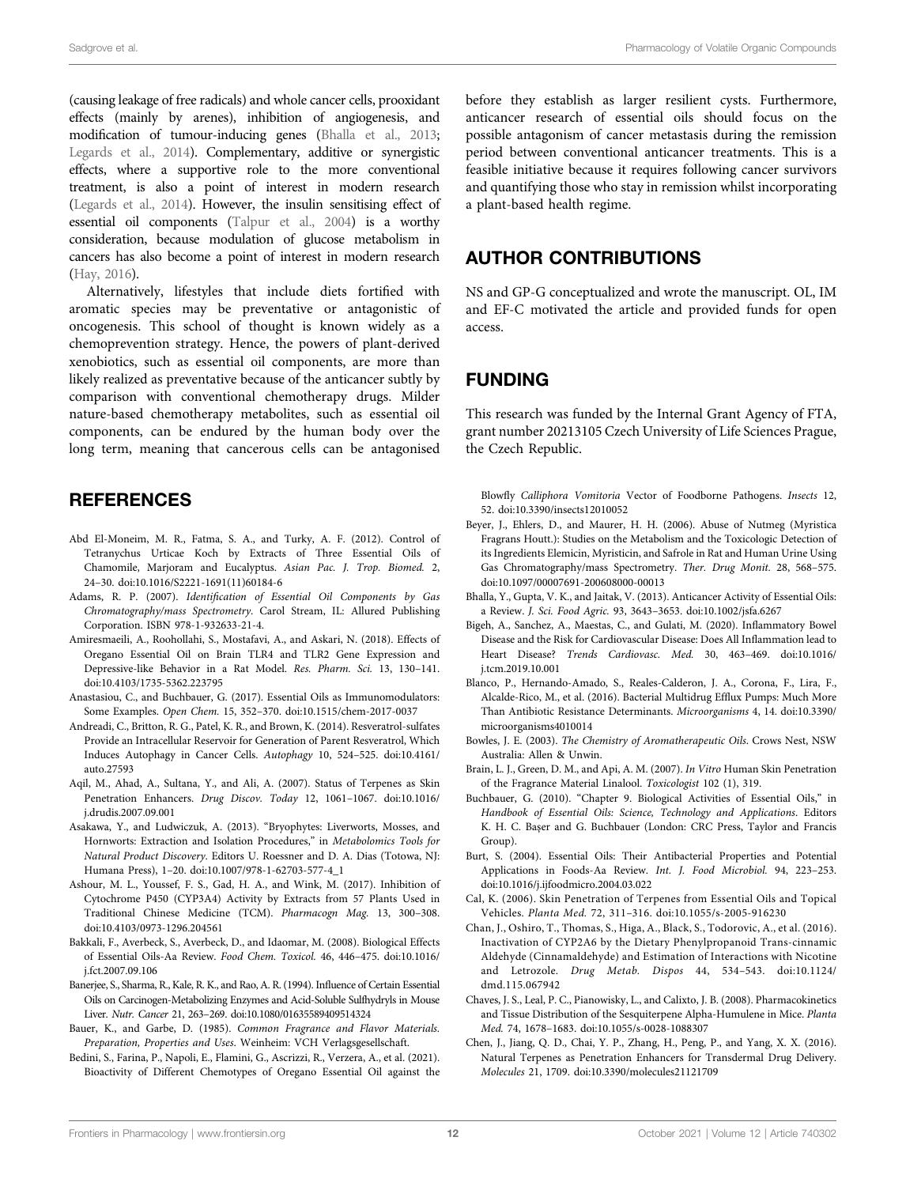(causing leakage of free radicals) and whole cancer cells, prooxidant effects (mainly by arenes), inhibition of angiogenesis, and modification of tumour-inducing genes (Bhalla et al., 2013; Legards et al., 2014). Complementary, additive or synergistic effects, where a supportive role to the more conventional treatment, is also a point of interest in modern research (Legards et al., 2014). However, the insulin sensitising effect of essential oil components (Talpur et al., 2004) is a worthy consideration, because modulation of glucose metabolism in cancers has also become a point of interest in modern research (Hay, 2016).

Alternatively, lifestyles that include diets fortified with aromatic species may be preventative or antagonistic of oncogenesis. This school of thought is known widely as a chemoprevention strategy. Hence, the powers of plant-derived xenobiotics, such as essential oil components, are more than likely realized as preventative because of the anticancer subtly by comparison with conventional chemotherapy drugs. Milder nature-based chemotherapy metabolites, such as essential oil components, can be endured by the human body over the long term, meaning that cancerous cells can be antagonised before they establish as larger resilient cysts. Furthermore, anticancer research of essential oils should focus on the possible antagonism of cancer metastasis during the remission period between conventional anticancer treatments. This is a feasible initiative because it requires following cancer survivors and quantifying those who stay in remission whilst incorporating a plant-based health regime.

## AUTHOR CONTRIBUTIONS

NS and GP-G conceptualized and wrote the manuscript. OL, IM and EF-C motivated the article and provided funds for open access.

## FUNDING

This research was funded by the Internal Grant Agency of FTA, grant number 20213105 Czech University of Life Sciences Prague, the Czech Republic.

## REFERENCES

Abd El-Moneim, M. R., Fatma, S. A., and Turky, A. F. (2012). Control of Tetranychus Urticae Koch by Extracts of Three Essential Oils of Chamomile, Marjoram and Eucalyptus. *Asian Pac. J. Trop. Biomed.* 2, 24–30. doi:10.1016/S2221-1691(11)60184-6

Adams, R. P. (2007). *Identification of Essential Oil Components by Gas Chromatography/mass Spectrometry*. Carol Stream, IL: Allured Publishing Corporation. ISBN 978-1-932633-21-4.

Amiresmaeili, A., Roohollahi, S., Mostafavi, A., and Askari, N. (2018). Effects of Oregano Essential Oil on Brain TLR4 and TLR2 Gene Expression and Depressive-like Behavior in a Rat Model. *Res. Pharm. Sci.* 13, 130–141. doi:10.4103/1735-5362.223795

Anastasiou, C., and Buchbauer, G. (2017). Essential Oils as Immunomodulators: Some Examples. *Open Chem.* 15, 352–370. doi:10.1515/chem-2017-0037

Andreadi, C., Britton, R. G., Patel, K. R., and Brown, K. (2014). Resveratrol-sulfates Provide an Intracellular Reservoir for Generation of Parent Resveratrol, Which Induces Autophagy in Cancer Cells. *Autophagy* 10, 524–525. doi:10.4161/auto.27593

Aqil, M., Ahad, A., Sultana, Y., and Ali, A. (2007). Status of Terpenes as Skin Penetration Enhancers. *Drug Discov. Today* 12, 1061–1067. doi:10.1016/j.drudis.2007.09.001

Asakawa, Y., and Ludwiczuk, A. (2013). "Bryophytes: Liverworts, Mosses, and Hornworts: Extraction and Isolation Procedures," in *Metabolomics Tools for Natural Product Discovery*. Editors U. Roessner and D. A. Dias (Totowa, NJ: Humana Press), 1–20. doi:10.1007/978-1-62703-577-4_1

Ashour, M. L., Youssef, F. S., Gad, H. A., and Wink, M. (2017). Inhibition of Cytochrome P450 (CYP3A4) Activity by Extracts from 57 Plants Used in Traditional Chinese Medicine (TCM). *Pharmacogn Mag.* 13, 300–308. doi:10.4103/0973-1296.204561

Bakkali, F., Averbeck, S., Averbeck, D., and Idaomar, M. (2008). Biological Effects of Essential Oils-Aa Review. *Food Chem. Toxicol.* 46, 446–475. doi:10.1016/j.fct.2007.09.106

Banerjee, S., Sharma, R., Kale, R. K., and Rao, A. R. (1994). Influence of Certain Essential Oils on Carcinogen-Metabolizing Enzymes and Acid-Soluble Sulfhydryls in Mouse Liver. *Nutr. Cancer* 21, 263–269. doi:10.1080/01635589409514324

Bauer, K., and Garbe, D. (1985). *Common Fragrance and Flavor Materials. Preparation, Properties and Uses*. Weinheim: VCH Verlagsgesellschaft.

Bedini, S., Farina, P., Napoli, E., Flamini, G., Ascrizzi, R., Verzera, A., et al. (2021). Bioactivity of Different Chemotypes of Oregano Essential Oil against the Blowfly *Calliphora Vomitoria* Vector of Foodborne Pathogens. *Insects* 12, 52. doi:10.3390/insects12010052

Beyer, J., Ehlers, D., and Maurer, H. H. (2006). Abuse of Nutmeg (Myristica Fragrans Houtt.): Studies on the Metabolism and the Toxicologic Detection of its Ingredients Elemicin, Myristicin, and Safrole in Rat and Human Urine Using Gas Chromatography/mass Spectrometry. *Ther. Drug Monit.* 28, 568–575. doi:10.1097/00007691-200608000-00013

Bhalla, Y., Gupta, V. K., and Jaitak, V. (2013). Anticancer Activity of Essential Oils: a Review. *J. Sci. Food Agric.* 93, 3643–3653. doi:10.1002/jsfa.6267

Bigeh, A., Sanchez, A., Maestas, C., and Gulati, M. (2020). Inflammatory Bowel Disease and the Risk for Cardiovascular Disease: Does All Inflammation lead to Heart Disease? *Trends Cardiovasc. Med.* 30, 463–469. doi:10.1016/j.tcm.2019.10.001

Blanco, P., Hernando-Amado, S., Reales-Calderon, J. A., Corona, F., Lira, F., Alcalde-Rico, M., et al. (2016). Bacterial Multidrug Efflux Pumps: Much More Than Antibiotic Resistance Determinants. *Microorganisms* 4, 14. doi:10.3390/microorganisms4010014

Bowles, J. E. (2003). *The Chemistry of Aromatherapeutic Oils*. Crows Nest, NSW Australia: Allen & Unwin.

Brain, L. J., Green, D. M., and Api, A. M. (2007). *In Vitro* Human Skin Penetration of the Fragrance Material Linalool. *Toxicologist* 102 (1), 319.

Buchbauer, G. (2010). "Chapter 9. Biological Activities of Essential Oils," in *Handbook of Essential Oils: Science, Technology and Applications*. Editors K. H. C. Başer and G. Buchbauer (London: CRC Press, Taylor and Francis Group).

Burt, S. (2004). Essential Oils: Their Antibacterial Properties and Potential Applications in Foods-Aa Review. *Int. J. Food Microbiol.* 94, 223–253. doi:10.1016/j.ijfoodmicro.2004.03.022

Cal, K. (2006). Skin Penetration of Terpenes from Essential Oils and Topical Vehicles. *Planta Med.* 72, 311–316. doi:10.1055/s-2005-916230

Chan, J., Oshiro, T., Thomas, S., Higa, A., Black, S., Todorovic, A., et al. (2016). Inactivation of CYP2A6 by the Dietary Phenylpropanoid Trans-cinnamic Aldehyde (Cinnamaldehyde) and Estimation of Interactions with Nicotine and Letrozole. *Drug Metab. Dispos* 44, 534–543. doi:10.1124/dmd.115.067942

Chaves, J. S., Leal, P. C., Pianowisky, L., and Calixto, J. B. (2008). Pharmacokinetics and Tissue Distribution of the Sesquiterpene Alpha-Humulene in Mice. *Planta Med.* 74, 1678–1683. doi:10.1055/s-0028-1088307

Chen, J., Jiang, Q. D., Chai, Y. P., Zhang, H., Peng, P., and Yang, X. X. (2016). Natural Terpenes as Penetration Enhancers for Transdermal Drug Delivery. *Molecules* 21, 1709. doi:10.3390/molecules21121709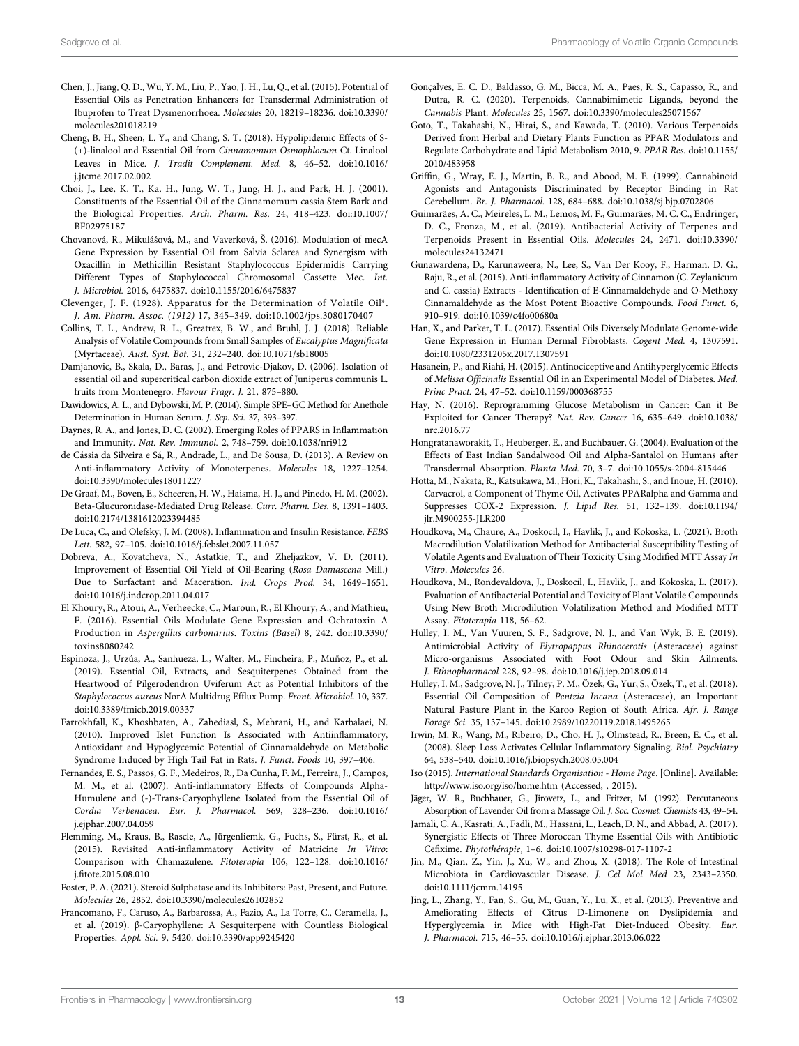Chen, J., Jiang, Q. D., Wu, Y. M., Liu, P., Yao, J. H., Lu, Q., et al. (2015). Potential of Essential Oils as Penetration Enhancers for Transdermal Administration of Ibuprofen to Treat Dysmenorrhoea. *Molecules* 20, 18219–18236. doi:10.3390/molecules201018219

Cheng, B. H., Sheen, L. Y., and Chang, S. T. (2018). Hypolipidemic Effects of S-(+)-linalool and Essential Oil from *Cinnamomum Osmophloeum* Ct. Linalool Leaves in Mice. *J. Tradit Complement. Med.* 8, 46–52. doi:10.1016/j.jtcme.2017.02.002

Choi, J., Lee, K. T., Ka, H., Jung, W. T., Jung, H. J., and Park, H. J. (2001). Constituents of the Essential Oil of the Cinnamomum cassia Stem Bark and the Biological Properties. *Arch. Pharm. Res.* 24, 418–423. doi:10.1007/BF02975187

Chovanová, R., Mikulášová, M., and Vaverková, Š. (2016). Modulation of mecA Gene Expression by Essential Oil from Salvia Sclarea and Synergism with Oxacillin in Methicillin Resistant Staphylococcus Epidermidis Carrying Different Types of Staphylococcal Chromosomal Cassette Mec. *Int. J. Microbiol.* 2016, 6475837. doi:10.1155/2016/6475837

Clevenger, J. F. (1928). Apparatus for the Determination of Volatile Oil*. *J. Am. Pharm. Assoc. (1912)* 17, 345–349. doi:10.1002/jps.3080170407

Collins, T. L., Andrew, R. L., Greatrex, B. W., and Bruhl, J. J. (2018). Reliable Analysis of Volatile Compounds from Small Samples of *Eucalyptus Magnificata* (Myrtaceae). *Aust. Syst. Bot.* 31, 232–240. doi:10.1071/sb18005

Damjanovic, B., Skala, D., Baras, J., and Petrovic-Djakov, D. (2006). Isolation of essential oil and supercritical carbon dioxide extract of Juniperus communis L. fruits from Montenegro. *Flavour Fragr. J.* 21, 875–880.

Dawidowics, A. L., and Dybowski, M. P. (2014). Simple SPE–GC Method for Anethole Determination in Human Serum. *J. Sep. Sci.* 37, 393–397.

Daynes, R. A., and Jones, D. C. (2002). Emerging Roles of PPARS in Inflammation and Immunity. *Nat. Rev. Immunol.* 2, 748–759. doi:10.1038/nri912

de Cássia da Silveira e Sá, R., Andrade, L., and De Sousa, D. (2013). A Review on Anti-inflammatory Activity of Monoterpenes. *Molecules* 18, 1227–1254. doi:10.3390/molecules18011227

De Graaf, M., Boven, E., Scheeren, H. W., Haisma, H. J., and Pinedo, H. M. (2002). Beta-Glucuronidase-Mediated Drug Release. *Curr. Pharm. Des.* 8, 1391–1403. doi:10.2174/1381612023394485

De Luca, C., and Olefsky, J. M. (2008). Inflammation and Insulin Resistance. *FEBS Lett.* 582, 97–105. doi:10.1016/j.febslet.2007.11.057

Dobreva, A., Kovatcheva, N., Astatkie, T., and Zheljazkov, V. D. (2011). Improvement of Essential Oil Yield of Oil-Bearing (*Rosa Damascena* Mill.) Due to Surfactant and Maceration. *Ind. Crops Prod.* 34, 1649–1651. doi:10.1016/j.indcrop.2011.04.017

El Khoury, R., Atoui, A., Verheecke, C., Maroun, R., El Khoury, A., and Mathieu, F. (2016). Essential Oils Modulate Gene Expression and Ochratoxin A Production in *Aspergillus carbonarius*. *Toxins (Basel)* 8, 242. doi:10.3390/toxins8080242

Espinoza, J., Urzúa, A., Sanhueza, L., Walter, M., Fincheira, P., Muñoz, P., et al. (2019). Essential Oil, Extracts, and Sesquiterpenes Obtained from the Heartwood of Pilgerodendron Uviferum Act as Potential Inhibitors of the *Staphylococcus aureus* NorA Multidrug Efflux Pump. *Front. Microbiol.* 10, 337. doi:10.3389/fmicb.2019.00337

Farrokhfall, K., Khoshbaten, A., Zahediasl, S., Mehrani, H., and Karbalaei, N. (2010). Improved Islet Function Is Associated with Antiinflammatory, Antioxidant and Hypoglycemic Potential of Cinnamaldehyde on Metabolic Syndrome Induced by High Tail Fat in Rats. *J. Funct. Foods* 10, 397–406.

Fernandes, E. S., Passos, G. F., Medeiros, R., Da Cunha, F. M., Ferreira, J., Campos, M. M., et al. (2007). Anti-inflammatory Effects of Compounds Alpha-Humulene and (-)-Trans-Caryophyllene Isolated from the Essential Oil of *Cordia Verbenacea*. *Eur. J. Pharmacol.* 569, 228–236. doi:10.1016/j.ejphar.2007.04.059

Flemming, M., Kraus, B., Rascle, A., Jürgenliemk, G., Fuchs, S., Fürst, R., et al. (2015). Revisited Anti-inflammatory Activity of Matricine *In Vitro*: Comparison with Chamazulene. *Fitoterapia* 106, 122–128. doi:10.1016/j.fitote.2015.08.010

Foster, P. A. (2021). Steroid Sulphatase and Its Inhibitors: Past, Present, and Future. *Molecules* 26, 2852. doi:10.3390/molecules26102852

Francomano, F., Caruso, A., Barbarossa, A., Fazio, A., La Torre, C., Ceramella, J., et al. (2019). β-Caryophyllene: A Sesquiterpene with Countless Biological Properties. *Appl. Sci.* 9, 5420. doi:10.3390/app9245420

Gonçalves, E. C. D., Baldasso, G. M., Bicca, M. A., Paes, R. S., Capasso, R., and Dutra, R. C. (2020). Terpenoids, Cannabimimetic Ligands, beyond the *Cannabis* Plant. *Molecules* 25, 1567. doi:10.3390/molecules25071567

Goto, T., Takahashi, N., Hirai, S., and Kawada, T. (2010). Various Terpenoids Derived from Herbal and Dietary Plants Function as PPAR Modulators and Regulate Carbohydrate and Lipid Metabolism 2010, 9. *PPAR Res.* doi:10.1155/2010/483958

Griffin, G., Wray, E. J., Martin, B. R., and Abood, M. E. (1999). Cannabinoid Agonists and Antagonists Discriminated by Receptor Binding in Rat Cerebellum. *Br. J. Pharmacol.* 128, 684–688. doi:10.1038/sj.bjp.0702806

Guimarães, A. C., Meireles, L. M., Lemos, M. F., Guimarães, M. C. C., Endringer, D. C., Fronza, M., et al. (2019). Antibacterial Activity of Terpenes and Terpenoids Present in Essential Oils. *Molecules* 24, 2471. doi:10.3390/molecules24132471

Gunawardena, D., Karunaweera, N., Lee, S., Van Der Kooy, F., Harman, D. G., Raju, R., et al. (2015). Anti-inflammatory Activity of Cinnamon (C. Zeylanicum and C. cassia) Extracts - Identification of E-Cinnamaldehyde and O-Methoxy Cinnamaldehyde as the Most Potent Bioactive Compounds. *Food Funct.* 6, 910–919. doi:10.1039/c4fo00680a

Han, X., and Parker, T. L. (2017). Essential Oils Diversely Modulate Genome-wide Gene Expression in Human Dermal Fibroblasts. *Cogent Med.* 4, 1307591. doi:10.1080/2331205x.2017.1307591

Hasanein, P., and Riahi, H. (2015). Antinociceptive and Antihyperglycemic Effects of *Melissa Officinalis* Essential Oil in an Experimental Model of Diabetes. *Med. Princ Pract.* 24, 47–52. doi:10.1159/000368755

Hay, N. (2016). Reprogramming Glucose Metabolism in Cancer: Can it Be Exploited for Cancer Therapy? *Nat. Rev. Cancer* 16, 635–649. doi:10.1038/nrc.2016.77

Hongratanaworakit, T., Heuberger, E., and Buchbauer, G. (2004). Evaluation of the Effects of East Indian Sandalwood Oil and Alpha-Santalol on Humans after Transdermal Absorption. *Planta Med.* 70, 3–7. doi:10.1055/s-2004-815446

Hotta, M., Nakata, R., Katsukawa, M., Hori, K., Takahashi, S., and Inoue, H. (2010). Carvacrol, a Component of Thyme Oil, Activates PPARalpha and Gamma and Suppresses COX-2 Expression. *J. Lipid Res.* 51, 132–139. doi:10.1194/jlr.M900255-JLR200

Houdkova, M., Chaure, A., Doskocil, I., Havlik, J., and Kokoska, L. (2021). Broth Macrodilution Volatilization Method for Antibacterial Susceptibility Testing of Volatile Agents and Evaluation of Their Toxicity Using Modified MTT Assay *In Vitro*. *Molecules* 26.

Houdkova, M., Rondevaldova, J., Doskocil, I., Havlik, J., and Kokoska, L. (2017). Evaluation of Antibacterial Potential and Toxicity of Plant Volatile Compounds Using New Broth Microdilution Volatilization Method and Modified MTT Assay. *Fitoterapia* 118, 56–62.

Hulley, I. M., Van Vuuren, S. F., Sadgrove, N. J., and Van Wyk, B. E. (2019). Antimicrobial Activity of *Elytropappus Rhinocerotis* (Asteraceae) against Micro-organisms Associated with Foot Odour and Skin Ailments. *J. Ethnopharmacol* 228, 92–98. doi:10.1016/j.jep.2018.09.014

Hulley, I. M., Sadgrove, N. J., Tilney, P. M., Özek, G., Yur, S., Özek, T., et al. (2018). Essential Oil Composition of *Pentzia Incana* (Asteraceae), an Important Natural Pasture Plant in the Karoo Region of South Africa. *Afr. J. Range Forage Sci.* 35, 137–145. doi:10.2989/10220119.2018.1495265

Irwin, M. R., Wang, M., Ribeiro, D., Cho, H. J., Olmstead, R., Breen, E. C., et al. (2008). Sleep Loss Activates Cellular Inflammatory Signaling. *Biol. Psychiatry* 64, 538–540. doi:10.1016/j.biopsych.2008.05.004

Iso (2015). *International Standards Organisation - Home Page*. [Online]. Available: http://www.iso.org/iso/home.htm (Accessed, , 2015).

Jäger, W. R., Buchbauer, G., Jirovetz, L., and Fritzer, M. (1992). Percutaneous Absorption of Lavender Oil from a Massage Oil. *J. Soc. Cosmet. Chemists* 43, 49–54.

Jamali, C. A., Kasrati, A., Fadli, M., Hassani, L., Leach, D. N., and Abbad, A. (2017). Synergistic Effects of Three Moroccan Thyme Essential Oils with Antibiotic Cefixime. *Phytothérapie*, 1–6. doi:10.1007/s10298-017-1107-2

Jin, M., Qian, Z., Yin, J., Xu, W., and Zhou, X. (2018). The Role of Intestinal Microbiota in Cardiovascular Disease. *J. Cel Mol Med* 23, 2343–2350. doi:10.1111/jcmm.14195

Jing, L., Zhang, Y., Fan, S., Gu, M., Guan, Y., Lu, X., et al. (2013). Preventive and Ameliorating Effects of Citrus D-Limonene on Dyslipidemia and Hyperglycemia in Mice with High-Fat Diet-Induced Obesity. *Eur. J. Pharmacol.* 715, 46–55. doi:10.1016/j.ejphar.2013.06.022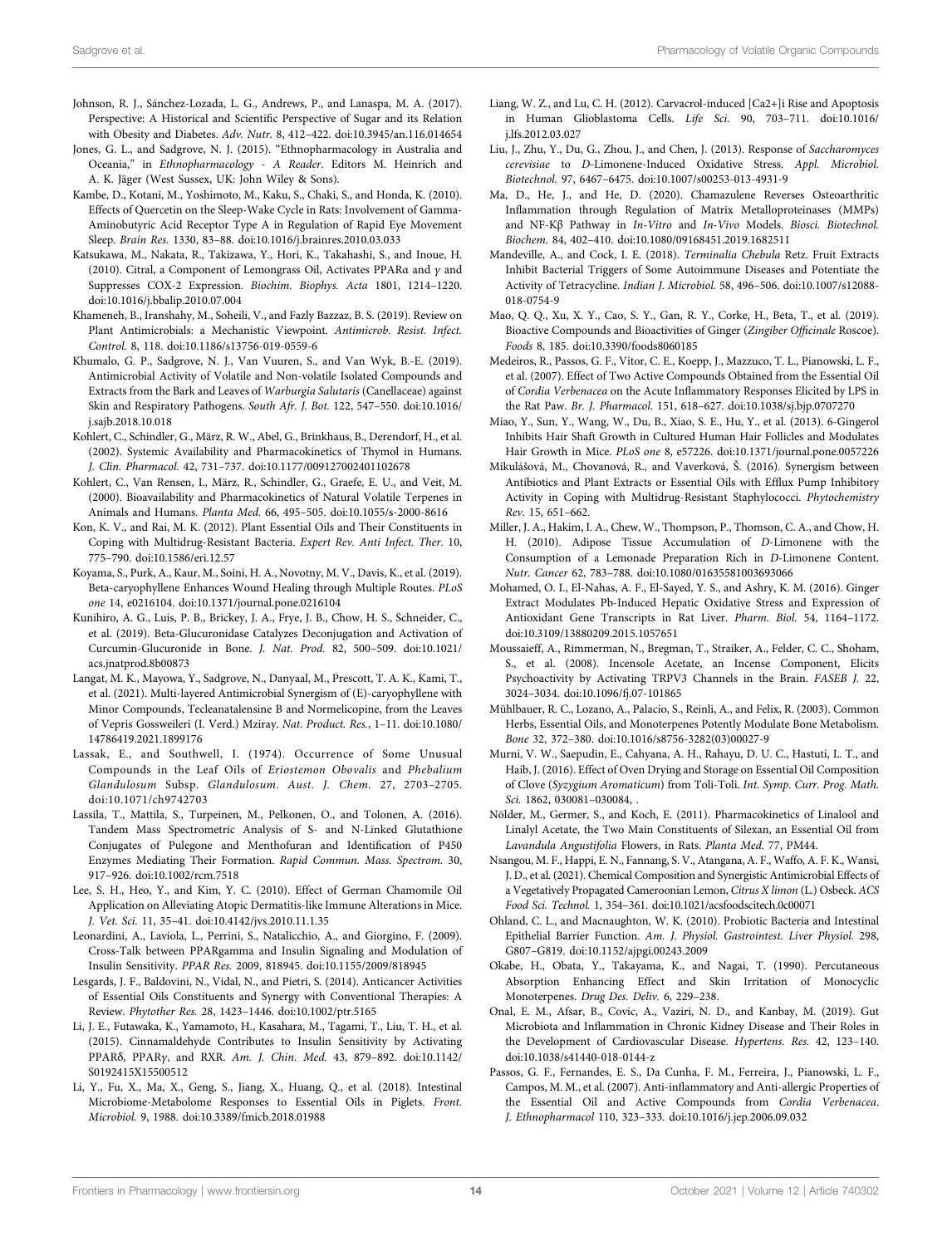Johnson, R. J., Sánchez-Lozada, L. G., Andrews, P., and Lanaspa, M. A. (2017). Perspective: A Historical and Scientific Perspective of Sugar and its Relation with Obesity and Diabetes. *Adv. Nutr.* 8, 412–422. doi:10.3945/an.116.014654

Jones, G. L., and Sadgrove, N. J. (2015). "Ethnopharmacology in Australia and Oceania," in *Ethnopharmacology - A Reader*. Editors M. Heinrich and A. K. Jäger (West Sussex, UK: John Wiley & Sons).

Kambe, D., Kotani, M., Yoshimoto, M., Kaku, S., Chaki, S., and Honda, K. (2010). Effects of Quercetin on the Sleep-Wake Cycle in Rats: Involvement of Gamma-Aminobutyric Acid Receptor Type A in Regulation of Rapid Eye Movement Sleep. *Brain Res.* 1330, 83–88. doi:10.1016/j.brainres.2010.03.033

Katsukawa, M., Nakata, R., Takizawa, Y., Hori, K., Takahashi, S., and Inoue, H. (2010). Citral, a Component of Lemongrass Oil, Activates PPARα and γ and Suppresses COX-2 Expression. *Biochim. Biophys. Acta* 1801, 1214–1220. doi:10.1016/j.bbalip.2010.07.004

Khameneh, B., Iranshahy, M., Soheili, V., and Fazly Bazzaz, B. S. (2019). Review on Plant Antimicrobials: a Mechanistic Viewpoint. *Antimicrob. Resist. Infect. Control.* 8, 118. doi:10.1186/s13756-019-0559-6

Khumalo, G. P., Sadgrove, N. J., Van Vuuren, S., and Van Wyk, B.-E. (2019). Antimicrobial Activity of Volatile and Non-volatile Isolated Compounds and Extracts from the Bark and Leaves of *Warburgia Salutaris* (Canellaceae) against Skin and Respiratory Pathogens. *South Afr. J. Bot.* 122, 547–550. doi:10.1016/j.sajb.2018.10.018

Kohlert, C., Schindler, G., März, R. W., Abel, G., Brinkhaus, B., Derendorf, H., et al. (2002). Systemic Availability and Pharmacokinetics of Thymol in Humans. *J. Clin. Pharmacol.* 42, 731–737. doi:10.1177/009127002401102678

Kohlert, C., Van Rensen, I., März, R., Schindler, G., Graefe, E. U., and Veit, M. (2000). Bioavailability and Pharmacokinetics of Natural Volatile Terpenes in Animals and Humans. *Planta Med.* 66, 495–505. doi:10.1055/s-2000-8616

Kon, K. V., and Rai, M. K. (2012). Plant Essential Oils and Their Constituents in Coping with Multidrug-Resistant Bacteria. *Expert Rev. Anti Infect. Ther.* 10, 775–790. doi:10.1586/eri.12.57

Koyama, S., Purk, A., Kaur, M., Soini, H. A., Novotny, M. V., Davis, K., et al. (2019). Beta-caryophyllene Enhances Wound Healing through Multiple Routes. *PLoS one* 14, e0216104. doi:10.1371/journal.pone.0216104

Kunihiro, A. G., Luis, P. B., Brickey, J. A., Frye, J. B., Chow, H. S., Schneider, C., et al. (2019). Beta-Glucuronidase Catalyzes Deconjugation and Activation of Curcumin-Glucuronide in Bone. *J. Nat. Prod.* 82, 500–509. doi:10.1021/acs.jnatprod.8b00873

Langat, M. K., Mayowa, Y., Sadgrove, N., Danyaal, M., Prescott, T. A. K., Kami, T., et al. (2021). Multi-layered Antimicrobial Synergism of (E)-caryophyllene with Minor Compounds, Tecleanatalensine B and Normelicopine, from the Leaves of Vepris Gossweileri (I. Verd.) Mziray. *Nat. Product. Res.*, 1–11. doi:10.1080/14786419.2021.1899176

Lassak, E., and Southwell, I. (1974). Occurrence of Some Unusual Compounds in the Leaf Oils of *Eriostemon Obovalis* and *Phebalium Glandulosum* Subsp. *Glandulosum*. *Aust. J. Chem.* 27, 2703–2705. doi:10.1071/ch9742703

Lassila, T., Mattila, S., Turpeinen, M., Pelkonen, O., and Tolonen, A. (2016). Tandem Mass Spectrometric Analysis of S- and N-Linked Glutathione Conjugates of Pulegone and Menthofuran and Identification of P450 Enzymes Mediating Their Formation. *Rapid Commun. Mass. Spectrom.* 30, 917–926. doi:10.1002/rcm.7518

Lee, S. H., Heo, Y., and Kim, Y. C. (2010). Effect of German Chamomile Oil Application on Alleviating Atopic Dermatitis-like Immune Alterations in Mice. *J. Vet. Sci.* 11, 35–41. doi:10.4142/jvs.2010.11.1.35

Leonardini, A., Laviola, L., Perrini, S., Natalicchio, A., and Giorgino, F. (2009). Cross-Talk between PPARgamma and Insulin Signaling and Modulation of Insulin Sensitivity. *PPAR Res.* 2009, 818945. doi:10.1155/2009/818945

Lesgards, J. F., Baldovini, N., Vidal, N., and Pietri, S. (2014). Anticancer Activities of Essential Oils Constituents and Synergy with Conventional Therapies: A Review. *Phytother Res.* 28, 1423–1446. doi:10.1002/ptr.5165

Li, J. E., Futawaka, K., Yamamoto, H., Kasahara, M., Tagami, T., Liu, T. H., et al. (2015). Cinnamaldehyde Contributes to Insulin Sensitivity by Activating PPARδ, PPARγ, and RXR. *Am. J. Chin. Med.* 43, 879–892. doi:10.1142/S0192415X15500512

Li, Y., Fu, X., Ma, X., Geng, S., Jiang, X., Huang, Q., et al. (2018). Intestinal Microbiome-Metabolome Responses to Essential Oils in Piglets. *Front. Microbiol.* 9, 1988. doi:10.3389/fmicb.2018.01988

Liang, W. Z., and Lu, C. H. (2012). Carvacrol-induced [Ca2+]i Rise and Apoptosis in Human Glioblastoma Cells. *Life Sci.* 90, 703–711. doi:10.1016/j.lfs.2012.03.027

Liu, J., Zhu, Y., Du, G., Zhou, J., and Chen, J. (2013). Response of *Saccharomyces cerevisiae* to *D*-Limonene-Induced Oxidative Stress. *Appl. Microbiol. Biotechnol.* 97, 6467–6475. doi:10.1007/s00253-013-4931-9

Ma, D., He, J., and He, D. (2020). Chamazulene Reverses Osteoarthritic Inflammation through Regulation of Matrix Metalloproteinases (MMPs) and NF-Kβ Pathway in *In-Vitro* and *In-Vivo* Models. *Biosci. Biotechnol. Biochem.* 84, 402–410. doi:10.1080/09168451.2019.1682511

Mandeville, A., and Cock, I. E. (2018). *Terminalia Chebula* Retz. Fruit Extracts Inhibit Bacterial Triggers of Some Autoimmune Diseases and Potentiate the Activity of Tetracycline. *Indian J. Microbiol.* 58, 496–506. doi:10.1007/s12088-018-0754-9

Mao, Q. Q., Xu, X. Y., Cao, S. Y., Gan, R. Y., Corke, H., Beta, T., et al. (2019). Bioactive Compounds and Bioactivities of Ginger (*Zingiber Officinale* Roscoe). *Foods* 8, 185. doi:10.3390/foods8060185

Medeiros, R., Passos, G. F., Vitor, C. E., Koepp, J., Mazzuco, T. L., Pianowski, L. F., et al. (2007). Effect of Two Active Compounds Obtained from the Essential Oil of *Cordia Verbenacea* on the Acute Inflammatory Responses Elicited by LPS in the Rat Paw. *Br. J. Pharmacol.* 151, 618–627. doi:10.1038/sj.bjp.0707270

Miao, Y., Sun, Y., Wang, W., Du, B., Xiao, S. E., Hu, Y., et al. (2013). 6-Gingerol Inhibits Hair Shaft Growth in Cultured Human Hair Follicles and Modulates Hair Growth in Mice. *PLoS one* 8, e57226. doi:10.1371/journal.pone.0057226

Mikulášová, M., Chovanová, R., and Vaverková, Š. (2016). Synergism between Antibiotics and Plant Extracts or Essential Oils with Efflux Pump Inhibitory Activity in Coping with Multidrug-Resistant Staphylococci. *Phytochemistry Rev.* 15, 651–662.

Miller, J. A., Hakim, I. A., Chew, W., Thompson, P., Thomson, C. A., and Chow, H. H. (2010). Adipose Tissue Accumulation of *D*-Limonene with the Consumption of a Lemonade Preparation Rich in *D*-Limonene Content. *Nutr. Cancer* 62, 783–788. doi:10.1080/01635581003693066

Mohamed, O. I., El-Nahas, A. F., El-Sayed, Y. S., and Ashry, K. M. (2016). Ginger Extract Modulates Pb-Induced Hepatic Oxidative Stress and Expression of Antioxidant Gene Transcripts in Rat Liver. *Pharm. Biol.* 54, 1164–1172. doi:10.3109/13880209.2015.1057651

Moussaieff, A., Rimmerman, N., Bregman, T., Straiker, A., Felder, C. C., Shoham, S., et al. (2008). Incensole Acetate, an Incense Component, Elicits Psychoactivity by Activating TRPV3 Channels in the Brain. *FASEB J.* 22, 3024–3034. doi:10.1096/fj.07-101865

Mühlbauer, R. C., Lozano, A., Palacio, S., Reinli, A., and Felix, R. (2003). Common Herbs, Essential Oils, and Monoterpenes Potently Modulate Bone Metabolism. *Bone* 32, 372–380. doi:10.1016/s8756-3282(03)00027-9

Murni, V. W., Saepudin, E., Cahyana, A. H., Rahayu, D. U. C., Hastuti, L. T., and Haib, J. (2016). Effect of Oven Drying and Storage on Essential Oil Composition of Clove (*Syzygium Aromaticum*) from Toli-Toli. *Int. Symp. Curr. Prog. Math. Sci.* 1862, 030081–030084, .

Nölder, M., Germer, S., and Koch, E. (2011). Pharmacokinetics of Linalool and Linalyl Acetate, the Two Main Constituents of Silexan, an Essential Oil from *Lavandula Angustifolia* Flowers, in Rats. *Planta Med.* 77, PM44.

Nsangou, M. F., Happi, E. N., Fannang, S. V., Atangana, A. F., Waffo, A. F. K., Wansi, J. D., et al. (2021). Chemical Composition and Synergistic Antimicrobial Effects of a Vegetatively Propagated Cameroonian Lemon, *Citrus X limon* (L.) Osbeck. *ACS Food Sci. Technol.* 1, 354–361. doi:10.1021/acsfoodscitech.0c00071

Ohland, C. L., and Macnaughton, W. K. (2010). Probiotic Bacteria and Intestinal Epithelial Barrier Function. *Am. J. Physiol. Gastrointest. Liver Physiol.* 298, G807–G819. doi:10.1152/ajpgi.00243.2009

Okabe, H., Obata, Y., Takayama, K., and Nagai, T. (1990). Percutaneous Absorption Enhancing Effect and Skin Irritation of Monocyclic Monoterpenes. *Drug Des. Deliv.* 6, 229–238.

Onal, E. M., Afsar, B., Covic, A., Vaziri, N. D., and Kanbay, M. (2019). Gut Microbiota and Inflammation in Chronic Kidney Disease and Their Roles in the Development of Cardiovascular Disease. *Hypertens. Res.* 42, 123–140. doi:10.1038/s41440-018-0144-z

Passos, G. F., Fernandes, E. S., Da Cunha, F. M., Ferreira, J., Pianowski, L. F., Campos, M. M., et al. (2007). Anti-inflammatory and Anti-allergic Properties of the Essential Oil and Active Compounds from *Cordia Verbenacea*. *J. Ethnopharmacol* 110, 323–333. doi:10.1016/j.jep.2006.09.032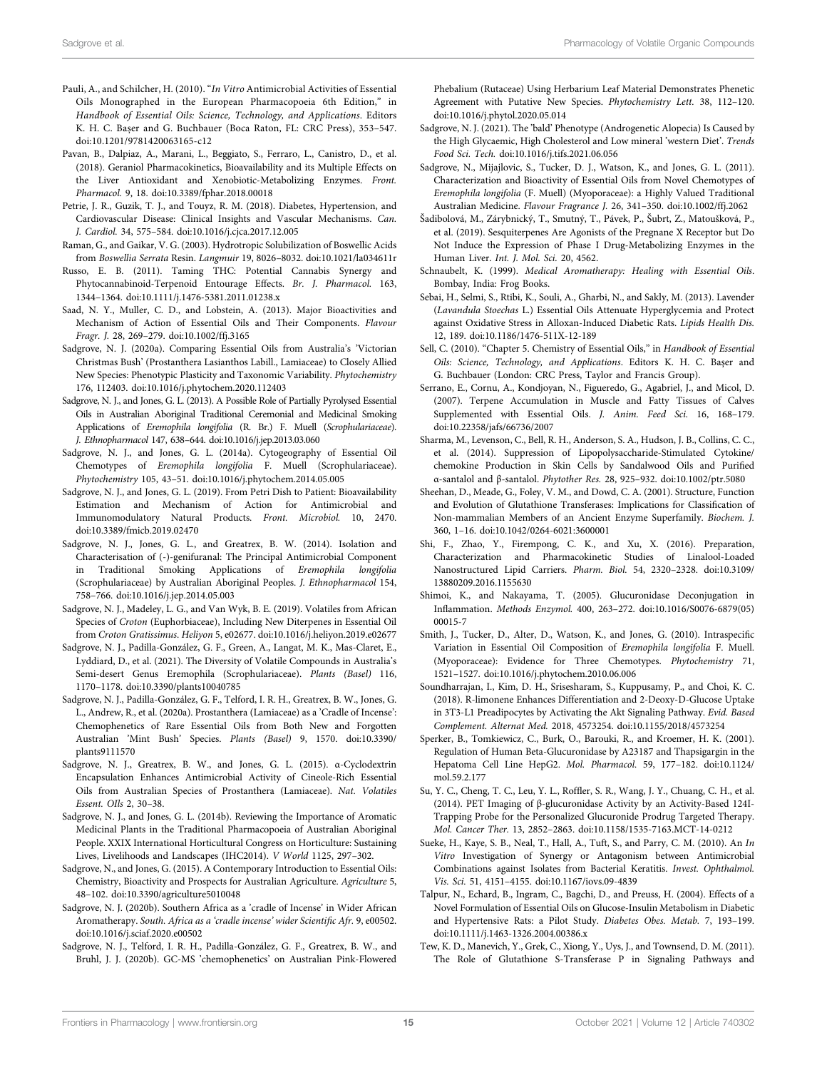Pauli, A., and Schilcher, H. (2010). "*In Vitro* Antimicrobial Activities of Essential Oils Monographed in the European Pharmacopoeia 6th Edition," in *Handbook of Essential Oils: Science, Technology, and Applications*. Editors K. H. C. Başer and G. Buchbauer (Boca Raton, FL: CRC Press), 353–547. doi:10.1201/9781420063165-c12

Pavan, B., Dalpiaz, A., Marani, L., Beggiato, S., Ferraro, L., Canistro, D., et al. (2018). Geraniol Pharmacokinetics, Bioavailability and its Multiple Effects on the Liver Antioxidant and Xenobiotic-Metabolizing Enzymes. *Front. Pharmacol.* 9, 18. doi:10.3389/fphar.2018.00018

Petrie, J. R., Guzik, T. J., and Touyz, R. M. (2018). Diabetes, Hypertension, and Cardiovascular Disease: Clinical Insights and Vascular Mechanisms. *Can. J. Cardiol.* 34, 575–584. doi:10.1016/j.cjca.2017.12.005

Raman, G., and Gaikar, V. G. (2003). Hydrotropic Solubilization of Boswellic Acids from *Boswellia Serrata* Resin. *Langmuir* 19, 8026–8032. doi:10.1021/la034611r

Russo, E. B. (2011). Taming THC: Potential Cannabis Synergy and Phytocannabinoid-Terpenoid Entourage Effects. *Br. J. Pharmacol.* 163, 1344–1364. doi:10.1111/j.1476-5381.2011.01238.x

Saad, N. Y., Muller, C. D., and Lobstein, A. (2013). Major Bioactivities and Mechanism of Action of Essential Oils and Their Components. *Flavour Fragr. J.* 28, 269–279. doi:10.1002/ffj.3165

Sadgrove, N. J. (2020a). Comparing Essential Oils from Australia's 'Victorian Christmas Bush' (Prostanthera Lasianthos Labill., Lamiaceae) to Closely Allied New Species: Phenotypic Plasticity and Taxonomic Variability. *Phytochemistry* 176, 112403. doi:10.1016/j.phytochem.2020.112403

Sadgrove, N. J., and Jones, G. L. (2013). A Possible Role of Partially Pyrolysed Essential Oils in Australian Aboriginal Traditional Ceremonial and Medicinal Smoking Applications of *Eremophila longifolia* (R. Br.) F. Muell (*Scrophulariaceae*). *J. Ethnopharmacol* 147, 638–644. doi:10.1016/j.jep.2013.03.060

Sadgrove, N. J., and Jones, G. L. (2014a). Cytogeography of Essential Oil Chemotypes of *Eremophila longifolia* F. Muell (Scrophulariaceae). *Phytochemistry* 105, 43–51. doi:10.1016/j.phytochem.2014.05.005

Sadgrove, N. J., and Jones, G. L. (2019). From Petri Dish to Patient: Bioavailability Estimation and Mechanism of Action for Antimicrobial and Immunomodulatory Natural Products. *Front. Microbiol.* 10, 2470. doi:10.3389/fmicb.2019.02470

Sadgrove, N. J., Jones, G. L., and Greatrex, B. W. (2014). Isolation and Characterisation of (-)-genifuranal: The Principal Antimicrobial Component in Traditional Smoking Applications of *Eremophila longifolia* (Scrophulariaceae) by Australian Aboriginal Peoples. *J. Ethnopharmacol* 154, 758–766. doi:10.1016/j.jep.2014.05.003

Sadgrove, N. J., Madeley, L. G., and Van Wyk, B. E. (2019). Volatiles from African Species of *Croton* (Euphorbiaceae), Including New Diterpenes in Essential Oil from *Croton Gratissimus*. *Heliyon* 5, e02677. doi:10.1016/j.heliyon.2019.e02677

Sadgrove, N. J., Padilla-González, G. F., Green, A., Langat, M. K., Mas-Claret, E., Lyddiard, D., et al. (2021). The Diversity of Volatile Compounds in Australia's Semi-desert Genus Eremophila (Scrophulariaceae). *Plants (Basel)* 116, 1170–1178. doi:10.3390/plants10040785

Sadgrove, N. J., Padilla-González, G. F., Telford, I. R. H., Greatrex, B. W., Jones, G. L., Andrew, R., et al. (2020a). Prostanthera (Lamiaceae) as a 'Cradle of Incense': Chemophenetics of Rare Essential Oils from Both New and Forgotten Australian 'Mint Bush' Species. *Plants (Basel)* 9, 1570. doi:10.3390/plants9111570

Sadgrove, N. J., Greatrex, B. W., and Jones, G. L. (2015). α-Cyclodextrin Encapsulation Enhances Antimicrobial Activity of Cineole-Rich Essential Oils from Australian Species of Prostanthera (Lamiaceae). *Nat. Volatiles Essent. OIls* 2, 30–38.

Sadgrove, N. J., and Jones, G. L. (2014b). Reviewing the Importance of Aromatic Medicinal Plants in the Traditional Pharmacopoeia of Australian Aboriginal People. XXIX International Horticultural Congress on Horticulture: Sustaining Lives, Livelihoods and Landscapes (IHC2014). *V World* 1125, 297–302.

Sadgrove, N., and Jones, G. (2015). A Contemporary Introduction to Essential Oils: Chemistry, Bioactivity and Prospects for Australian Agriculture. *Agriculture* 5, 48–102. doi:10.3390/agriculture5010048

Sadgrove, N. J. (2020b). Southern Africa as a 'cradle of Incense' in Wider African Aromatherapy. *South. Africa as a 'cradle incense' wider Scientific Afr.* 9, e00502. doi:10.1016/j.sciaf.2020.e00502

Sadgrove, N. J., Telford, I. R. H., Padilla-González, G. F., Greatrex, B. W., and Bruhl, J. J. (2020b). GC-MS 'chemophenetics' on Australian Pink-Flowered Phebalium (Rutaceae) Using Herbarium Leaf Material Demonstrates Phenetic Agreement with Putative New Species. *Phytochemistry Lett.* 38, 112–120. doi:10.1016/j.phytol.2020.05.014

Sadgrove, N. J. (2021). The 'bald' Phenotype (Androgenetic Alopecia) Is Caused by the High Glycaemic, High Cholesterol and Low mineral 'western Diet'. *Trends Food Sci. Tech.* doi:10.1016/j.tifs.2021.06.056

Sadgrove, N., Mijajlovic, S., Tucker, D. J., Watson, K., and Jones, G. L. (2011). Characterization and Bioactivity of Essential Oils from Novel Chemotypes of *Eremophila longifolia* (F. Muell) (Myoporaceae): a Highly Valued Traditional Australian Medicine. *Flavour Fragrance J.* 26, 341–350. doi:10.1002/ffj.2062

Šadibolová, M., Zárybnický, T., Smutný, T., Pávek, P., Šubrt, Z., Matoušková, P., et al. (2019). Sesquiterpenes Are Agonists of the Pregnane X Receptor but Do Not Induce the Expression of Phase I Drug-Metabolizing Enzymes in the Human Liver. *Int. J. Mol. Sci.* 20, 4562.

Schnaubelt, K. (1999). *Medical Aromatherapy: Healing with Essential Oils*. Bombay, India: Frog Books.

Sebai, H., Selmi, S., Rtibi, K., Souli, A., Gharbi, N., and Sakly, M. (2013). Lavender (*Lavandula Stoechas* L.) Essential Oils Attenuate Hyperglycemia and Protect against Oxidative Stress in Alloxan-Induced Diabetic Rats. *Lipids Health Dis.* 12, 189. doi:10.1186/1476-511X-12-189

Sell, C. (2010). "Chapter 5. Chemistry of Essential Oils," in *Handbook of Essential Oils: Science, Technology, and Applications*. Editors K. H. C. Başer and G. Buchbauer (London: CRC Press, Taylor and Francis Group).

Serrano, E., Cornu, A., Kondjoyan, N., Figueredo, G., Agabriel, J., and Micol, D. (2007). Terpene Accumulation in Muscle and Fatty Tissues of Calves Supplemented with Essential Oils. *J. Anim. Feed Sci.* 16, 168–179. doi:10.22358/jafs/66736/2007

Sharma, M., Levenson, C., Bell, R. H., Anderson, S. A., Hudson, J. B., Collins, C. C., et al. (2014). Suppression of Lipopolysaccharide-Stimulated Cytokine/chemokine Production in Skin Cells by Sandalwood Oils and Purified α-santalol and β-santalol. *Phytother Res.* 28, 925–932. doi:10.1002/ptr.5080

Sheehan, D., Meade, G., Foley, V. M., and Dowd, C. A. (2001). Structure, Function and Evolution of Glutathione Transferases: Implications for Classification of Non-mammalian Members of an Ancient Enzyme Superfamily. *Biochem. J.* 360, 1–16. doi:10.1042/0264-6021:3600001

Shi, F., Zhao, Y., Firempong, C. K., and Xu, X. (2016). Preparation, Characterization and Pharmacokinetic Studies of Linalool-Loaded Nanostructured Lipid Carriers. *Pharm. Biol.* 54, 2320–2328. doi:10.3109/13880209.2016.1155630

Shimoi, K., and Nakayama, T. (2005). Glucuronidase Deconjugation in Inflammation. *Methods Enzymol.* 400, 263–272. doi:10.1016/S0076-6879(05)00015-7

Smith, J., Tucker, D., Alter, D., Watson, K., and Jones, G. (2010). Intraspecific Variation in Essential Oil Composition of *Eremophila longifolia* F. Muell. (Myoporaceae): Evidence for Three Chemotypes. *Phytochemistry* 71, 1521–1527. doi:10.1016/j.phytochem.2010.06.006

Soundharrajan, I., Kim, D. H., Srisesharam, S., Kuppusamy, P., and Choi, K. C. (2018). R-limonene Enhances Differentiation and 2-Deoxy-D-Glucose Uptake in 3T3-L1 Preadipocytes by Activating the Akt Signaling Pathway. *Evid. Based Complement. Alternat Med.* 2018, 4573254. doi:10.1155/2018/4573254

Sperker, B., Tomkiewicz, C., Burk, O., Barouki, R., and Kroemer, H. K. (2001). Regulation of Human Beta-Glucuronidase by A23187 and Thapsigargin in the Hepatoma Cell Line HepG2. *Mol. Pharmacol.* 59, 177–182. doi:10.1124/mol.59.2.177

Su, Y. C., Cheng, T. C., Leu, Y. L., Roffler, S. R., Wang, J. Y., Chuang, C. H., et al. (2014). PET Imaging of β-glucuronidase Activity by an Activity-Based 124I-Trapping Probe for the Personalized Glucuronide Prodrug Targeted Therapy. *Mol. Cancer Ther.* 13, 2852–2863. doi:10.1158/1535-7163.MCT-14-0212

Sueke, H., Kaye, S. B., Neal, T., Hall, A., Tuft, S., and Parry, C. M. (2010). An *In Vitro* Investigation of Synergy or Antagonism between Antimicrobial Combinations against Isolates from Bacterial Keratitis. *Invest. Ophthalmol. Vis. Sci.* 51, 4151–4155. doi:10.1167/iovs.09-4839

Talpur, N., Echard, B., Ingram, C., Bagchi, D., and Preuss, H. (2004). Effects of a Novel Formulation of Essential Oils on Glucose-Insulin Metabolism in Diabetic and Hypertensive Rats: a Pilot Study. *Diabetes Obes. Metab.* 7, 193–199. doi:10.1111/j.1463-1326.2004.00386.x

Tew, K. D., Manevich, Y., Grek, C., Xiong, Y., Uys, J., and Townsend, D. M. (2011). The Role of Glutathione S-Transferase P in Signaling Pathways and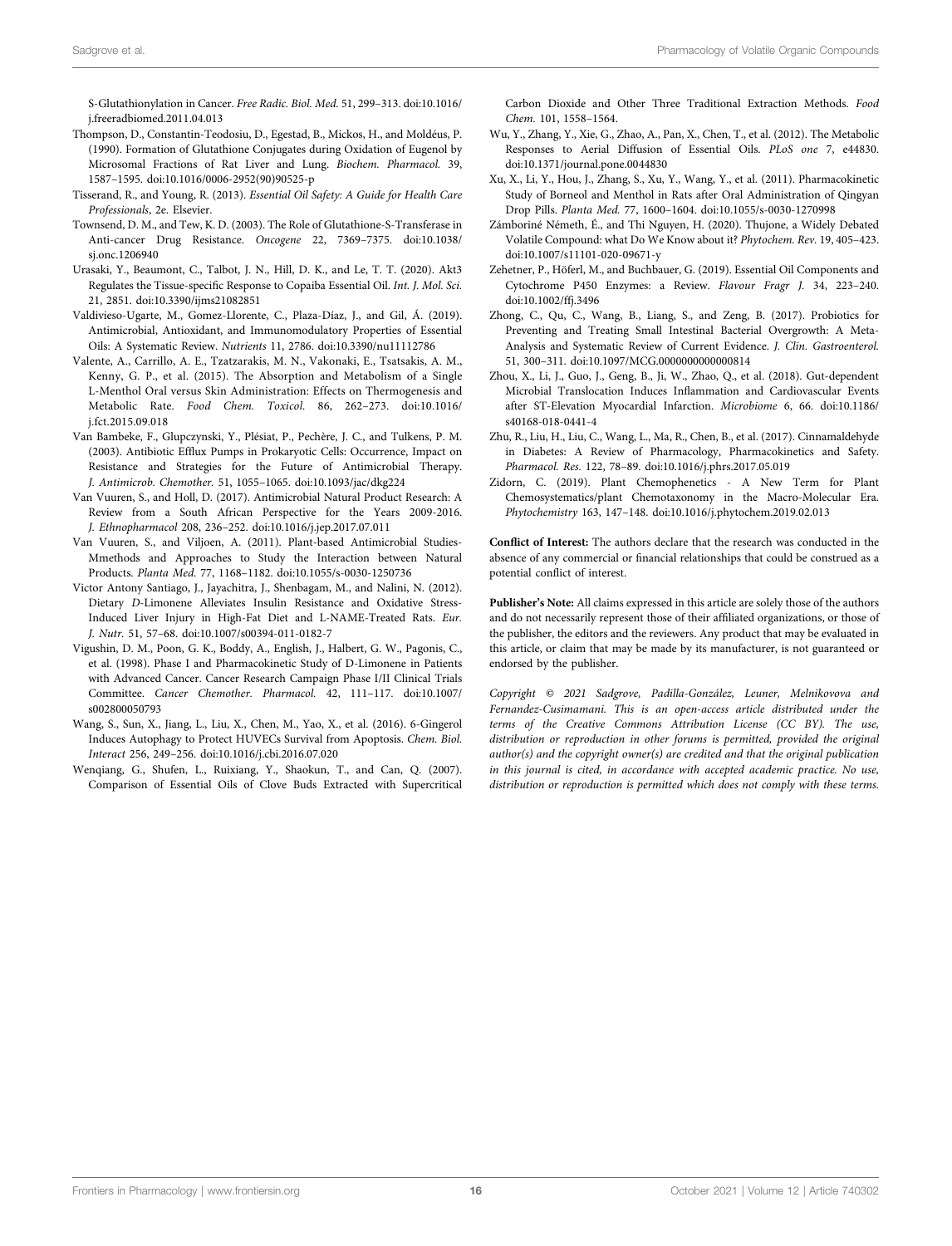S-Glutathionylation in Cancer. *Free Radic. Biol. Med.* 51, 299–313. doi:10.1016/j.freeradbiomed.2011.04.013

Thompson, D., Constantin-Teodosiu, D., Egestad, B., Mickos, H., and Moldéus, P. (1990). Formation of Glutathione Conjugates during Oxidation of Eugenol by Microsomal Fractions of Rat Liver and Lung. *Biochem. Pharmacol.* 39, 1587–1595. doi:10.1016/0006-2952(90)90525-p

Tisserand, R., and Young, R. (2013). *Essential Oil Safety: A Guide for Health Care Professionals*, 2e. Elsevier.

Townsend, D. M., and Tew, K. D. (2003). The Role of Glutathione-S-Transferase in Anti-cancer Drug Resistance. *Oncogene* 22, 7369–7375. doi:10.1038/sj.onc.1206940

Urasaki, Y., Beaumont, C., Talbot, J. N., Hill, D. K., and Le, T. T. (2020). Akt3 Regulates the Tissue-specific Response to Copaiba Essential Oil. *Int. J. Mol. Sci.* 21, 2851. doi:10.3390/ijms21082851

Valdivieso-Ugarte, M., Gomez-Llorente, C., Plaza-Díaz, J., and Gil, Á. (2019). Antimicrobial, Antioxidant, and Immunomodulatory Properties of Essential Oils: A Systematic Review. *Nutrients* 11, 2786. doi:10.3390/nu11112786

Valente, A., Carrillo, A. E., Tzatzarakis, M. N., Vakonaki, E., Tsatsakis, A. M., Kenny, G. P., et al. (2015). The Absorption and Metabolism of a Single L-Menthol Oral versus Skin Administration: Effects on Thermogenesis and Metabolic Rate. *Food Chem. Toxicol.* 86, 262–273. doi:10.1016/j.fct.2015.09.018

Van Bambeke, F., Glupczynski, Y., Plésiat, P., Pechère, J. C., and Tulkens, P. M. (2003). Antibiotic Efflux Pumps in Prokaryotic Cells: Occurrence, Impact on Resistance and Strategies for the Future of Antimicrobial Therapy. *J. Antimicrob. Chemother.* 51, 1055–1065. doi:10.1093/jac/dkg224

Van Vuuren, S., and Holl, D. (2017). Antimicrobial Natural Product Research: A Review from a South African Perspective for the Years 2009-2016. *J. Ethnopharmacol* 208, 236–252. doi:10.1016/j.jep.2017.07.011

Van Vuuren, S., and Viljoen, A. (2011). Plant-based Antimicrobial Studies-Mmethods and Approaches to Study the Interaction between Natural Products. *Planta Med.* 77, 1168–1182. doi:10.1055/s-0030-1250736

Victor Antony Santiago, J., Jayachitra, J., Shenbagam, M., and Nalini, N. (2012). Dietary *D*-Limonene Alleviates Insulin Resistance and Oxidative Stress-Induced Liver Injury in High-Fat Diet and L-NAME-Treated Rats. *Eur. J. Nutr.* 51, 57–68. doi:10.1007/s00394-011-0182-7

Vigushin, D. M., Poon, G. K., Boddy, A., English, J., Halbert, G. W., Pagonis, C., et al. (1998). Phase I and Pharmacokinetic Study of D-Limonene in Patients with Advanced Cancer. Cancer Research Campaign Phase I/II Clinical Trials Committee. *Cancer Chemother. Pharmacol.* 42, 111–117. doi:10.1007/s002800050793

Wang, S., Sun, X., Jiang, L., Liu, X., Chen, M., Yao, X., et al. (2016). 6-Gingerol Induces Autophagy to Protect HUVECs Survival from Apoptosis. *Chem. Biol. Interact* 256, 249–256. doi:10.1016/j.cbi.2016.07.020

Wenqiang, G., Shufen, L., Ruixiang, Y., Shaokun, T., and Can, Q. (2007). Comparison of Essential Oils of Clove Buds Extracted with Supercritical Carbon Dioxide and Other Three Traditional Extraction Methods. *Food Chem.* 101, 1558–1564.

Wu, Y., Zhang, Y., Xie, G., Zhao, A., Pan, X., Chen, T., et al. (2012). The Metabolic Responses to Aerial Diffusion of Essential Oils. *PLoS one* 7, e44830. doi:10.1371/journal.pone.0044830

Xu, X., Li, Y., Hou, J., Zhang, S., Xu, Y., Wang, Y., et al. (2011). Pharmacokinetic Study of Borneol and Menthol in Rats after Oral Administration of Qingyan Drop Pills. *Planta Med.* 77, 1600–1604. doi:10.1055/s-0030-1270998

Zámboriné Németh, É., and Thi Nguyen, H. (2020). Thujone, a Widely Debated Volatile Compound: what Do We Know about it? *Phytochem. Rev.* 19, 405–423. doi:10.1007/s11101-020-09671-y

Zehetner, P., Höferl, M., and Buchbauer, G. (2019). Essential Oil Components and Cytochrome P450 Enzymes: a Review. *Flavour Fragr J.* 34, 223–240. doi:10.1002/ffj.3496

Zhong, C., Qu, C., Wang, B., Liang, S., and Zeng, B. (2017). Probiotics for Preventing and Treating Small Intestinal Bacterial Overgrowth: A Meta-Analysis and Systematic Review of Current Evidence. *J. Clin. Gastroenterol.* 51, 300–311. doi:10.1097/MCG.0000000000000814

Zhou, X., Li, J., Guo, J., Geng, B., Ji, W., Zhao, Q., et al. (2018). Gut-dependent Microbial Translocation Induces Inflammation and Cardiovascular Events after ST-Elevation Myocardial Infarction. *Microbiome* 6, 66. doi:10.1186/s40168-018-0441-4

Zhu, R., Liu, H., Liu, C., Wang, L., Ma, R., Chen, B., et al. (2017). Cinnamaldehyde in Diabetes: A Review of Pharmacology, Pharmacokinetics and Safety. *Pharmacol. Res.* 122, 78–89. doi:10.1016/j.phrs.2017.05.019

Zidorn, C. (2019). Plant Chemophenetics - A New Term for Plant Chemosystematics/plant Chemotaxonomy in the Macro-Molecular Era. *Phytochemistry* 163, 147–148. doi:10.1016/j.phytochem.2019.02.013

**Conflict of Interest:** The authors declare that the research was conducted in the absence of any commercial or financial relationships that could be construed as a potential conflict of interest.

**Publisher's Note:** All claims expressed in this article are solely those of the authors and do not necessarily represent those of their affiliated organizations, or those of the publisher, the editors and the reviewers. Any product that may be evaluated in this article, or claim that may be made by its manufacturer, is not guaranteed or endorsed by the publisher.

*Copyright © 2021 Sadgrove, Padilla-González, Leuner, Melnikovova and Fernandez-Cusimamani. This is an open-access article distributed under the terms of the Creative Commons Attribution License (CC BY). The use, distribution or reproduction in other forums is permitted, provided the original author(s) and the copyright owner(s) are credited and that the original publication in this journal is cited, in accordance with accepted academic practice. No use, distribution or reproduction is permitted which does not comply with these terms.*